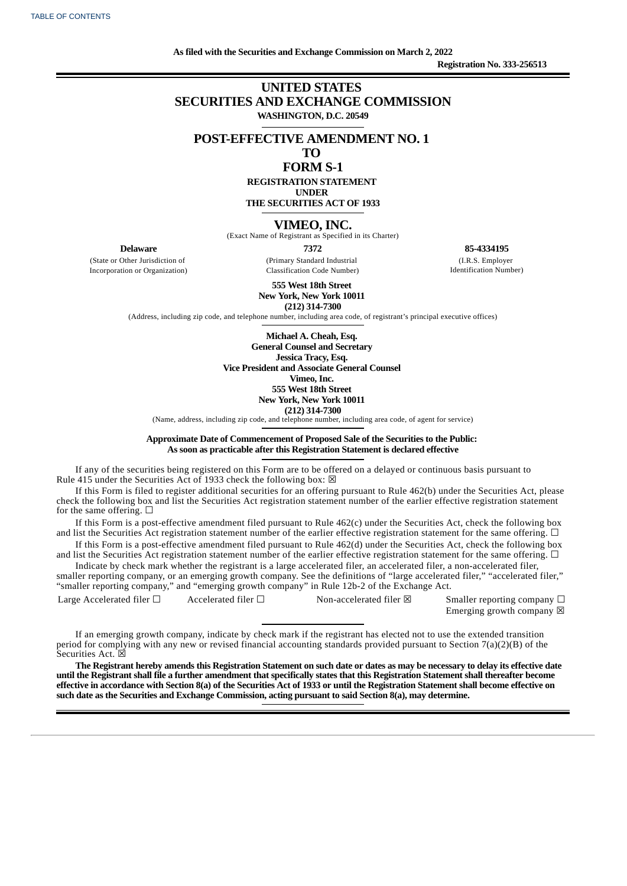As filed with the Securities and Exchange Commission on March 2, 2022

Registration No. 333-256513

# UNITED STATES
# SECURITIES AND EXCHANGE COMMISSION

**WASHINGTON, D.C. 20549**

## POST-EFFECTIVE AMENDMENT NO. 1
## TO
## FORM S-1

**REGISTRATION STATEMENT**
**UNDER**
**THE SECURITIES ACT OF 1933**

## VIMEO, INC.

(Exact Name of Registrant as Specified in its Charter)

| **Delaware** | **7372** | **85-4334195** |
|---|---|---|
| (State or Other Jurisdiction of Incorporation or Organization) | (Primary Standard Industrial Classification Code Number) | (I.R.S. Employer Identification Number) |

**555 West 18th Street**
**New York, New York 10011**
**(212) 314-7300**

(Address, including zip code, and telephone number, including area code, of registrant's principal executive offices)

**Michael A. Cheah, Esq.**
**General Counsel and Secretary**
**Jessica Tracy, Esq.**
**Vice President and Associate General Counsel**
**Vimeo, Inc.**
**555 West 18th Street**
**New York, New York 10011**
**(212) 314-7300**

(Name, address, including zip code, and telephone number, including area code, of agent for service)

**Approximate Date of Commencement of Proposed Sale of the Securities to the Public:**
**As soon as practicable after this Registration Statement is declared effective**

If any of the securities being registered on this Form are to be offered on a delayed or continuous basis pursuant to Rule 415 under the Securities Act of 1933 check the following box: ☒

If this Form is filed to register additional securities for an offering pursuant to Rule 462(b) under the Securities Act, please check the following box and list the Securities Act registration statement number of the earlier effective registration statement for the same offering. ☐

If this Form is a post-effective amendment filed pursuant to Rule 462(c) under the Securities Act, check the following box and list the Securities Act registration statement number of the earlier effective registration statement for the same offering. ☐

If this Form is a post-effective amendment filed pursuant to Rule 462(d) under the Securities Act, check the following box and list the Securities Act registration statement number of the earlier effective registration statement for the same offering. ☐

Indicate by check mark whether the registrant is a large accelerated filer, an accelerated filer, a non-accelerated filer, smaller reporting company, or an emerging growth company. See the definitions of "large accelerated filer," "accelerated filer," "smaller reporting company," and "emerging growth company" in Rule 12b-2 of the Exchange Act.

| | | | |
|---|---|---|---|
| Large Accelerated filer ☐ | Accelerated filer ☐ | Non-accelerated filer ☒ | Smaller reporting company ☐ |
| | | | Emerging growth company ☒ |

If an emerging growth company, indicate by check mark if the registrant has elected not to use the extended transition period for complying with any new or revised financial accounting standards provided pursuant to Section 7(a)(2)(B) of the Securities Act. ☒

**The Registrant hereby amends this Registration Statement on such date or dates as may be necessary to delay its effective date until the Registrant shall file a further amendment that specifically states that this Registration Statement shall thereafter become effective in accordance with Section 8(a) of the Securities Act of 1933 or until the Registration Statement shall become effective on such date as the Securities and Exchange Commission, acting pursuant to said Section 8(a), may determine.**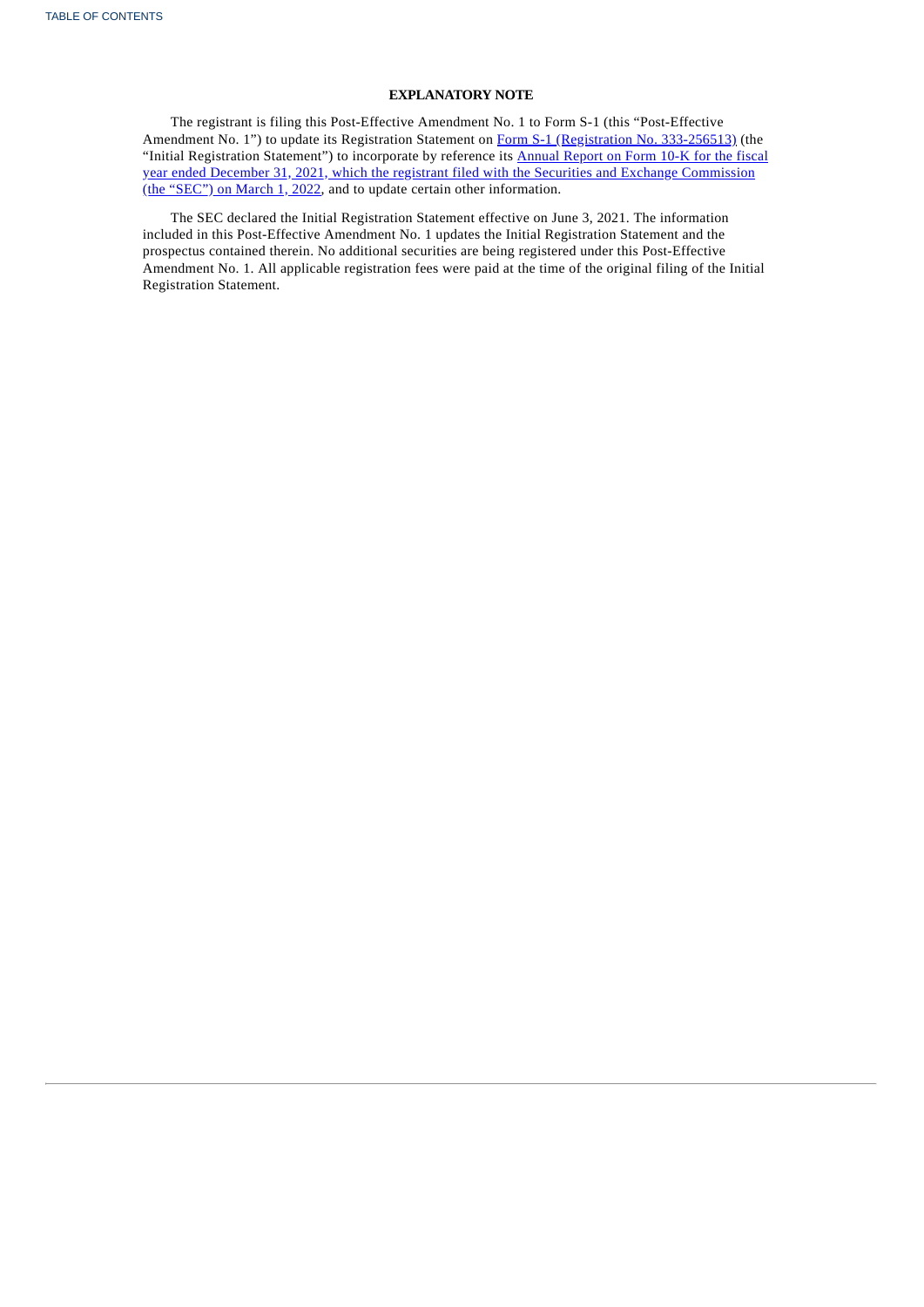## EXPLANATORY NOTE

The registrant is filing this Post-Effective Amendment No. 1 to Form S-1 (this "Post-Effective Amendment No. 1") to update its Registration Statement on Form S-1 (Registration No. 333-256513) (the "Initial Registration Statement") to incorporate by reference its Annual Report on Form 10-K for the fiscal year ended December 31, 2021, which the registrant filed with the Securities and Exchange Commission (the "SEC") on March 1, 2022, and to update certain other information.

The SEC declared the Initial Registration Statement effective on June 3, 2021. The information included in this Post-Effective Amendment No. 1 updates the Initial Registration Statement and the prospectus contained therein. No additional securities are being registered under this Post-Effective Amendment No. 1. All applicable registration fees were paid at the time of the original filing of the Initial Registration Statement.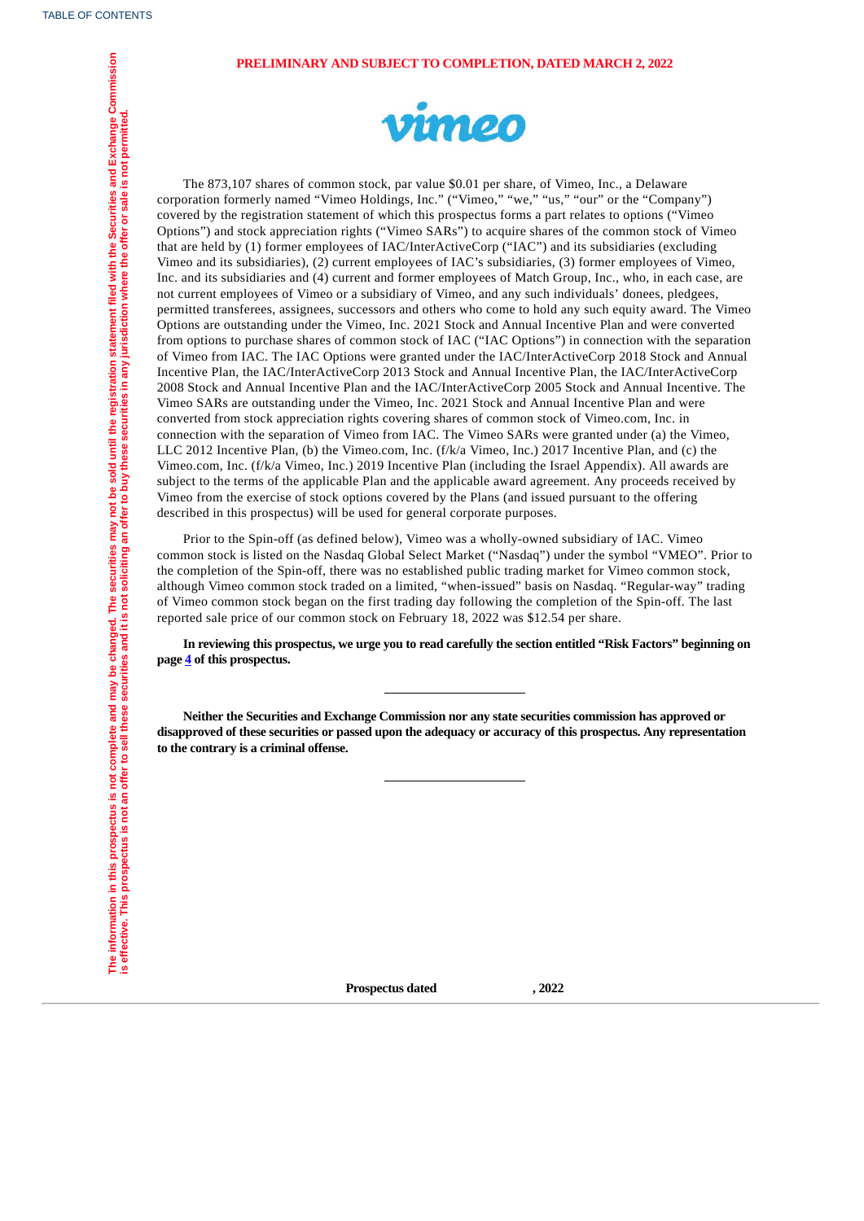**PRELIMINARY AND SUBJECT TO COMPLETION, DATED MARCH 2, 2022**

The information in this prospectus is not complete and may be changed. The securities may not be sold until the registration statement filed with the Securities and Exchange Commission is effective. This prospectus is not an offer to sell these securities and it is not soliciting an offer to buy these securities in any jurisdiction where the offer or sale is not permitted.

vimeo

The 873,107 shares of common stock, par value $0.01 per share, of Vimeo, Inc., a Delaware corporation formerly named "Vimeo Holdings, Inc." ("Vimeo," "we," "us," "our" or the "Company") covered by the registration statement of which this prospectus forms a part relates to options ("Vimeo Options") and stock appreciation rights ("Vimeo SARs") to acquire shares of the common stock of Vimeo that are held by (1) former employees of IAC/InterActiveCorp ("IAC") and its subsidiaries (excluding Vimeo and its subsidiaries), (2) current employees of IAC's subsidiaries, (3) former employees of Vimeo, Inc. and its subsidiaries and (4) current and former employees of Match Group, Inc., who, in each case, are not current employees of Vimeo or a subsidiary of Vimeo, and any such individuals' donees, pledgees, permitted transferees, assignees, successors and others who come to hold any such equity award. The Vimeo Options are outstanding under the Vimeo, Inc. 2021 Stock and Annual Incentive Plan and were converted from options to purchase shares of common stock of IAC ("IAC Options") in connection with the separation of Vimeo from IAC. The IAC Options were granted under the IAC/InterActiveCorp 2018 Stock and Annual Incentive Plan, the IAC/InterActiveCorp 2013 Stock and Annual Incentive Plan, the IAC/InterActiveCorp 2008 Stock and Annual Incentive Plan and the IAC/InterActiveCorp 2005 Stock and Annual Incentive. The Vimeo SARs are outstanding under the Vimeo, Inc. 2021 Stock and Annual Incentive Plan and were converted from stock appreciation rights covering shares of common stock of Vimeo.com, Inc. in connection with the separation of Vimeo from IAC. The Vimeo SARs were granted under (a) the Vimeo, LLC 2012 Incentive Plan, (b) the Vimeo.com, Inc. (f/k/a Vimeo, Inc.) 2017 Incentive Plan, and (c) the Vimeo.com, Inc. (f/k/a Vimeo, Inc.) 2019 Incentive Plan (including the Israel Appendix). All awards are subject to the terms of the applicable Plan and the applicable award agreement. Any proceeds received by Vimeo from the exercise of stock options covered by the Plans (and issued pursuant to the offering described in this prospectus) will be used for general corporate purposes.

Prior to the Spin-off (as defined below), Vimeo was a wholly-owned subsidiary of IAC. Vimeo common stock is listed on the Nasdaq Global Select Market ("Nasdaq") under the symbol "VMEO". Prior to the completion of the Spin-off, there was no established public trading market for Vimeo common stock, although Vimeo common stock traded on a limited, "when-issued" basis on Nasdaq. "Regular-way" trading of Vimeo common stock began on the first trading day following the completion of the Spin-off. The last reported sale price of our common stock on February 18, 2022 was $12.54 per share.

**In reviewing this prospectus, we urge you to read carefully the section entitled "Risk Factors" beginning on page 4 of this prospectus.**

---

**Neither the Securities and Exchange Commission nor any state securities commission has approved or disapproved of these securities or passed upon the adequacy or accuracy of this prospectus. Any representation to the contrary is a criminal offense.**

---

**Prospectus dated , 2022**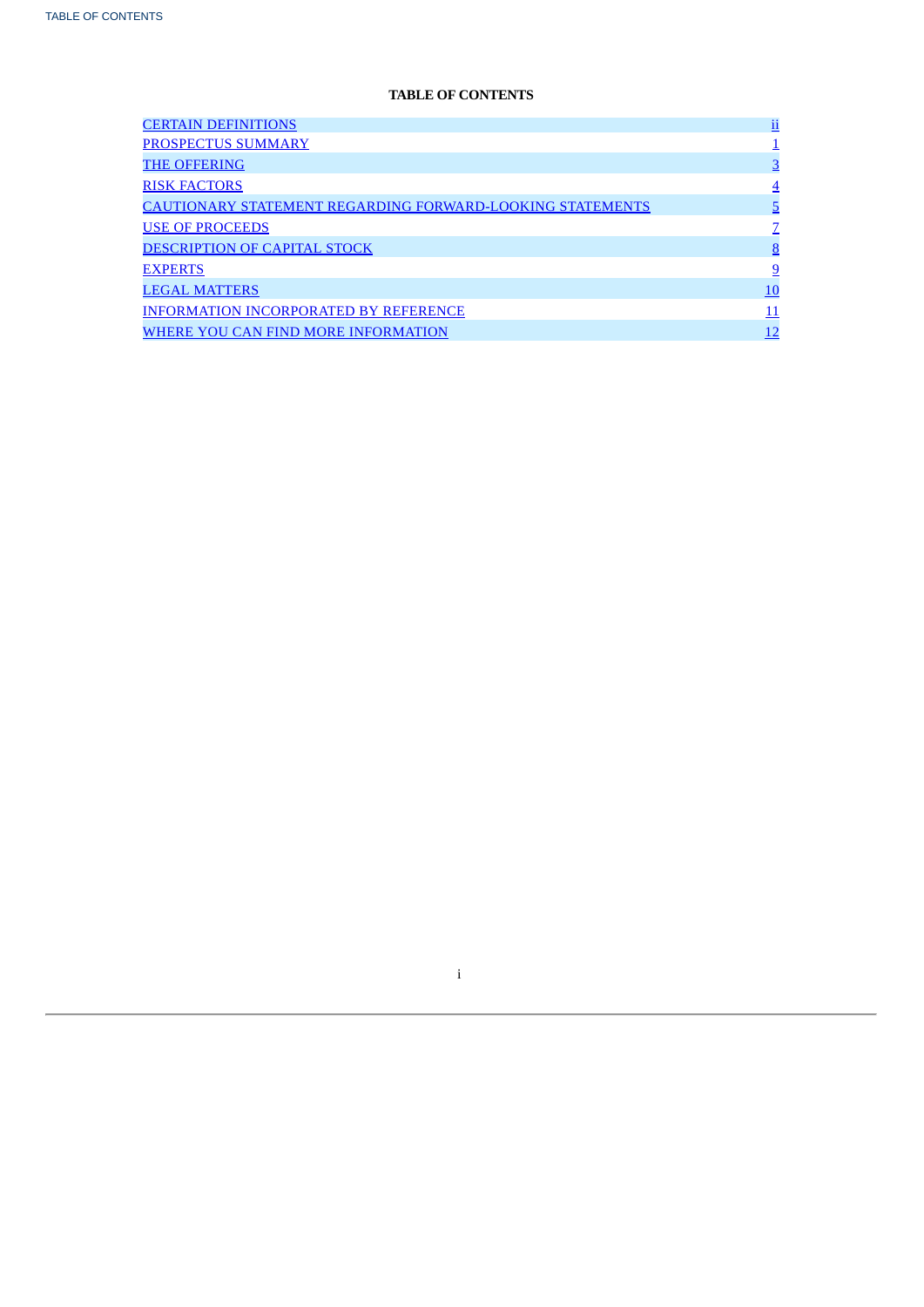**TABLE OF CONTENTS**

| | |
|---|---|
| CERTAIN DEFINITIONS | ii |
| PROSPECTUS SUMMARY | 1 |
| THE OFFERING | 3 |
| RISK FACTORS | 4 |
| CAUTIONARY STATEMENT REGARDING FORWARD-LOOKING STATEMENTS | 5 |
| USE OF PROCEEDS | 7 |
| DESCRIPTION OF CAPITAL STOCK | 8 |
| EXPERTS | 9 |
| LEGAL MATTERS | 10 |
| INFORMATION INCORPORATED BY REFERENCE | 11 |
| WHERE YOU CAN FIND MORE INFORMATION | 12 |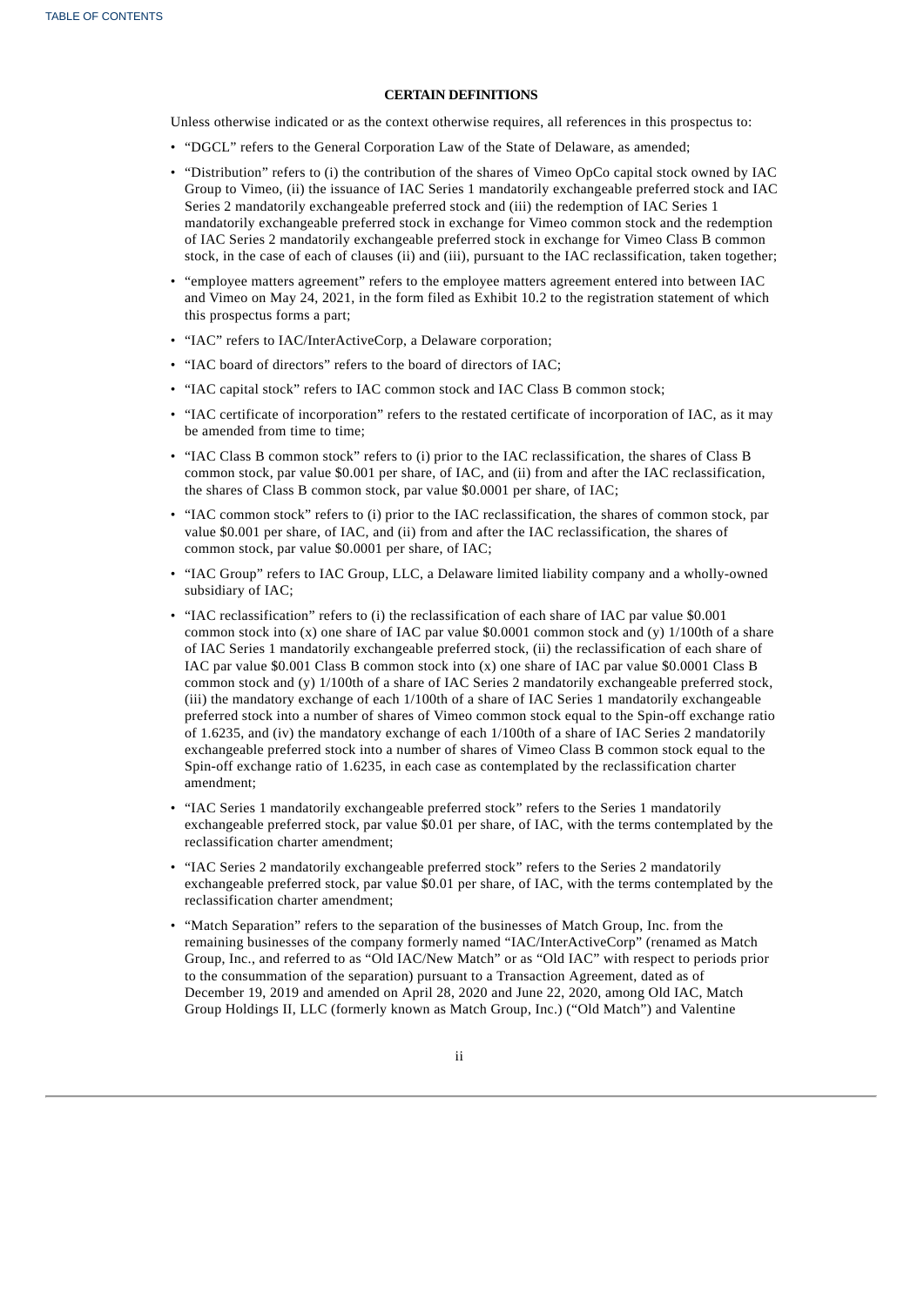**CERTAIN DEFINITIONS**

Unless otherwise indicated or as the context otherwise requires, all references in this prospectus to:

- "DGCL" refers to the General Corporation Law of the State of Delaware, as amended;
- "Distribution" refers to (i) the contribution of the shares of Vimeo OpCo capital stock owned by IAC Group to Vimeo, (ii) the issuance of IAC Series 1 mandatorily exchangeable preferred stock and IAC Series 2 mandatorily exchangeable preferred stock and (iii) the redemption of IAC Series 1 mandatorily exchangeable preferred stock in exchange for Vimeo common stock and the redemption of IAC Series 2 mandatorily exchangeable preferred stock in exchange for Vimeo Class B common stock, in the case of each of clauses (ii) and (iii), pursuant to the IAC reclassification, taken together;
- "employee matters agreement" refers to the employee matters agreement entered into between IAC and Vimeo on May 24, 2021, in the form filed as Exhibit 10.2 to the registration statement of which this prospectus forms a part;
- "IAC" refers to IAC/InterActiveCorp, a Delaware corporation;
- "IAC board of directors" refers to the board of directors of IAC;
- "IAC capital stock" refers to IAC common stock and IAC Class B common stock;
- "IAC certificate of incorporation" refers to the restated certificate of incorporation of IAC, as it may be amended from time to time;
- "IAC Class B common stock" refers to (i) prior to the IAC reclassification, the shares of Class B common stock, par value $0.001 per share, of IAC, and (ii) from and after the IAC reclassification, the shares of Class B common stock, par value $0.0001 per share, of IAC;
- "IAC common stock" refers to (i) prior to the IAC reclassification, the shares of common stock, par value $0.001 per share, of IAC, and (ii) from and after the IAC reclassification, the shares of common stock, par value $0.0001 per share, of IAC;
- "IAC Group" refers to IAC Group, LLC, a Delaware limited liability company and a wholly-owned subsidiary of IAC;
- "IAC reclassification" refers to (i) the reclassification of each share of IAC par value $0.001 common stock into (x) one share of IAC par value $0.0001 common stock and (y) 1/100th of a share of IAC Series 1 mandatorily exchangeable preferred stock, (ii) the reclassification of each share of IAC par value $0.001 Class B common stock into (x) one share of IAC par value $0.0001 Class B common stock and (y) 1/100th of a share of IAC Series 2 mandatorily exchangeable preferred stock, (iii) the mandatory exchange of each 1/100th of a share of IAC Series 1 mandatorily exchangeable preferred stock into a number of shares of Vimeo common stock equal to the Spin-off exchange ratio of 1.6235, and (iv) the mandatory exchange of each 1/100th of a share of IAC Series 2 mandatorily exchangeable preferred stock into a number of shares of Vimeo Class B common stock equal to the Spin-off exchange ratio of 1.6235, in each case as contemplated by the reclassification charter amendment;
- "IAC Series 1 mandatorily exchangeable preferred stock" refers to the Series 1 mandatorily exchangeable preferred stock, par value $0.01 per share, of IAC, with the terms contemplated by the reclassification charter amendment;
- "IAC Series 2 mandatorily exchangeable preferred stock" refers to the Series 2 mandatorily exchangeable preferred stock, par value $0.01 per share, of IAC, with the terms contemplated by the reclassification charter amendment;
- "Match Separation" refers to the separation of the businesses of Match Group, Inc. from the remaining businesses of the company formerly named "IAC/InterActiveCorp" (renamed as Match Group, Inc., and referred to as "Old IAC/New Match" or as "Old IAC" with respect to periods prior to the consummation of the separation) pursuant to a Transaction Agreement, dated as of December 19, 2019 and amended on April 28, 2020 and June 22, 2020, among Old IAC, Match Group Holdings II, LLC (formerly known as Match Group, Inc.) ("Old Match") and Valentine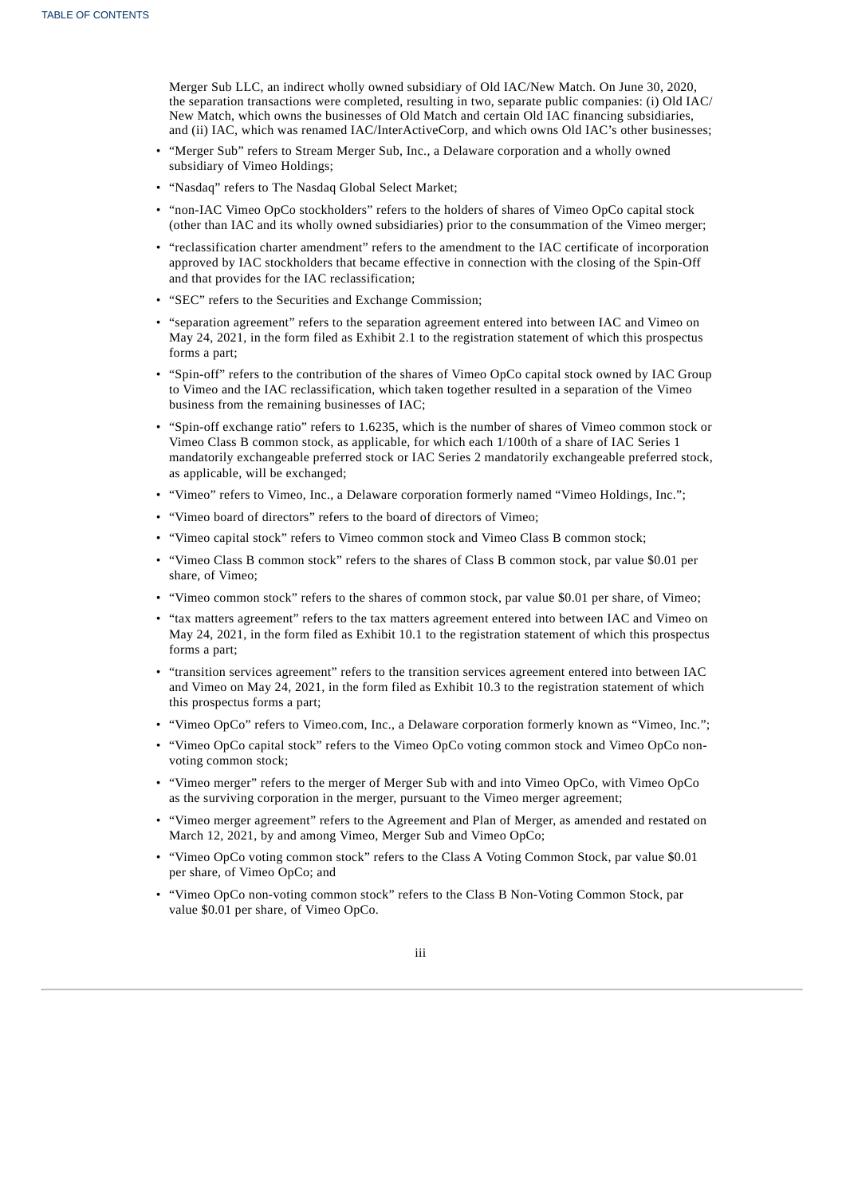Merger Sub LLC, an indirect wholly owned subsidiary of Old IAC/New Match. On June 30, 2020, the separation transactions were completed, resulting in two, separate public companies: (i) Old IAC/New Match, which owns the businesses of Old Match and certain Old IAC financing subsidiaries, and (ii) IAC, which was renamed IAC/InterActiveCorp, and which owns Old IAC's other businesses;

- "Merger Sub" refers to Stream Merger Sub, Inc., a Delaware corporation and a wholly owned subsidiary of Vimeo Holdings;
- "Nasdaq" refers to The Nasdaq Global Select Market;
- "non-IAC Vimeo OpCo stockholders" refers to the holders of shares of Vimeo OpCo capital stock (other than IAC and its wholly owned subsidiaries) prior to the consummation of the Vimeo merger;
- "reclassification charter amendment" refers to the amendment to the IAC certificate of incorporation approved by IAC stockholders that became effective in connection with the closing of the Spin-Off and that provides for the IAC reclassification;
- "SEC" refers to the Securities and Exchange Commission;
- "separation agreement" refers to the separation agreement entered into between IAC and Vimeo on May 24, 2021, in the form filed as Exhibit 2.1 to the registration statement of which this prospectus forms a part;
- "Spin-off" refers to the contribution of the shares of Vimeo OpCo capital stock owned by IAC Group to Vimeo and the IAC reclassification, which taken together resulted in a separation of the Vimeo business from the remaining businesses of IAC;
- "Spin-off exchange ratio" refers to 1.6235, which is the number of shares of Vimeo common stock or Vimeo Class B common stock, as applicable, for which each 1/100th of a share of IAC Series 1 mandatorily exchangeable preferred stock or IAC Series 2 mandatorily exchangeable preferred stock, as applicable, will be exchanged;
- "Vimeo" refers to Vimeo, Inc., a Delaware corporation formerly named "Vimeo Holdings, Inc.";
- "Vimeo board of directors" refers to the board of directors of Vimeo;
- "Vimeo capital stock" refers to Vimeo common stock and Vimeo Class B common stock;
- "Vimeo Class B common stock" refers to the shares of Class B common stock, par value $0.01 per share, of Vimeo;
- "Vimeo common stock" refers to the shares of common stock, par value $0.01 per share, of Vimeo;
- "tax matters agreement" refers to the tax matters agreement entered into between IAC and Vimeo on May 24, 2021, in the form filed as Exhibit 10.1 to the registration statement of which this prospectus forms a part;
- "transition services agreement" refers to the transition services agreement entered into between IAC and Vimeo on May 24, 2021, in the form filed as Exhibit 10.3 to the registration statement of which this prospectus forms a part;
- "Vimeo OpCo" refers to Vimeo.com, Inc., a Delaware corporation formerly known as "Vimeo, Inc.";
- "Vimeo OpCo capital stock" refers to the Vimeo OpCo voting common stock and Vimeo OpCo non-voting common stock;
- "Vimeo merger" refers to the merger of Merger Sub with and into Vimeo OpCo, with Vimeo OpCo as the surviving corporation in the merger, pursuant to the Vimeo merger agreement;
- "Vimeo merger agreement" refers to the Agreement and Plan of Merger, as amended and restated on March 12, 2021, by and among Vimeo, Merger Sub and Vimeo OpCo;
- "Vimeo OpCo voting common stock" refers to the Class A Voting Common Stock, par value $0.01 per share, of Vimeo OpCo; and
- "Vimeo OpCo non-voting common stock" refers to the Class B Non-Voting Common Stock, par value $0.01 per share, of Vimeo OpCo.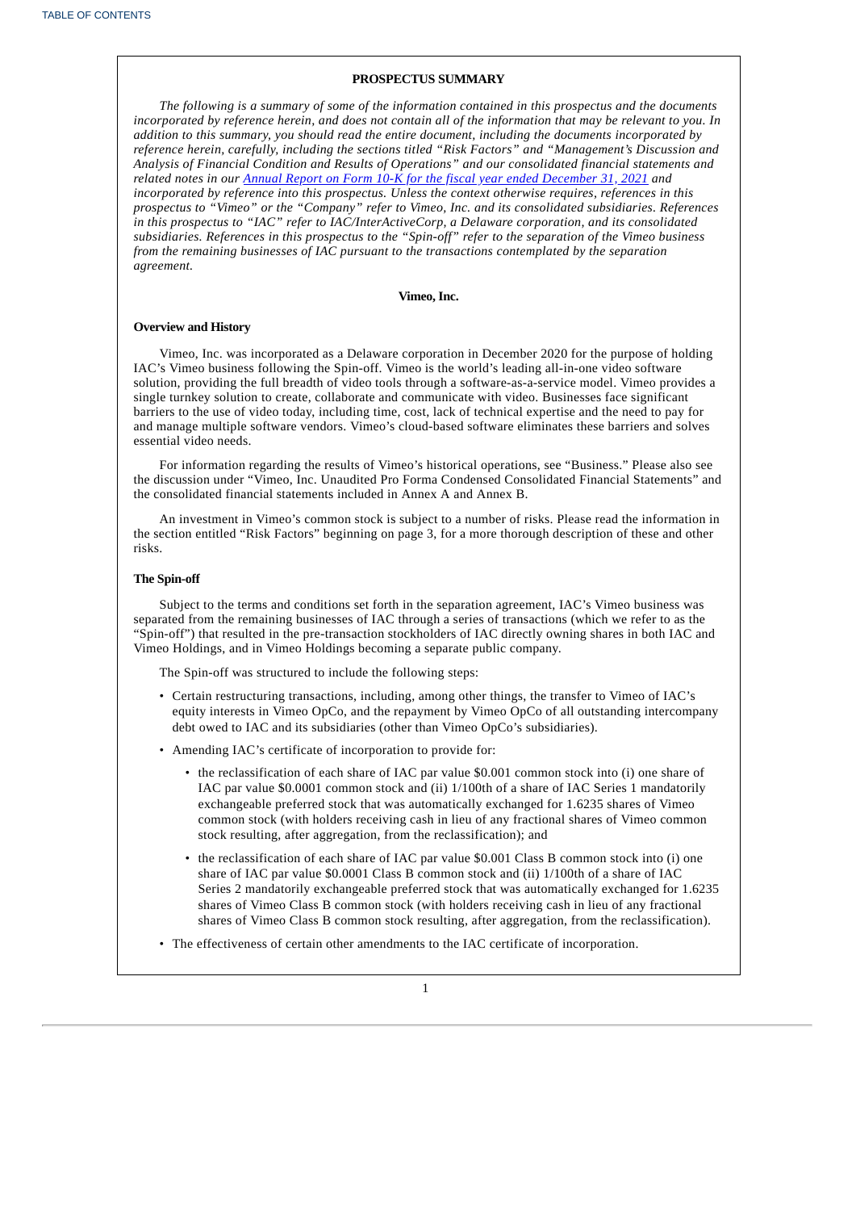## PROSPECTUS SUMMARY

*The following is a summary of some of the information contained in this prospectus and the documents incorporated by reference herein, and does not contain all of the information that may be relevant to you. In addition to this summary, you should read the entire document, including the documents incorporated by reference herein, carefully, including the sections titled "Risk Factors" and "Management's Discussion and Analysis of Financial Condition and Results of Operations" and our consolidated financial statements and related notes in our Annual Report on Form 10-K for the fiscal year ended December 31, 2021 and incorporated by reference into this prospectus. Unless the context otherwise requires, references in this prospectus to "Vimeo" or the "Company" refer to Vimeo, Inc. and its consolidated subsidiaries. References in this prospectus to "IAC" refer to IAC/InterActiveCorp, a Delaware corporation, and its consolidated subsidiaries. References in this prospectus to the "Spin-off" refer to the separation of the Vimeo business from the remaining businesses of IAC pursuant to the transactions contemplated by the separation agreement.*

### Vimeo, Inc.

**Overview and History**

Vimeo, Inc. was incorporated as a Delaware corporation in December 2020 for the purpose of holding IAC's Vimeo business following the Spin-off. Vimeo is the world's leading all-in-one video software solution, providing the full breadth of video tools through a software-as-a-service model. Vimeo provides a single turnkey solution to create, collaborate and communicate with video. Businesses face significant barriers to the use of video today, including time, cost, lack of technical expertise and the need to pay for and manage multiple software vendors. Vimeo's cloud-based software eliminates these barriers and solves essential video needs.

For information regarding the results of Vimeo's historical operations, see "Business." Please also see the discussion under "Vimeo, Inc. Unaudited Pro Forma Condensed Consolidated Financial Statements" and the consolidated financial statements included in Annex A and Annex B.

An investment in Vimeo's common stock is subject to a number of risks. Please read the information in the section entitled "Risk Factors" beginning on page 3, for a more thorough description of these and other risks.

**The Spin-off**

Subject to the terms and conditions set forth in the separation agreement, IAC's Vimeo business was separated from the remaining businesses of IAC through a series of transactions (which we refer to as the "Spin-off") that resulted in the pre-transaction stockholders of IAC directly owning shares in both IAC and Vimeo Holdings, and in Vimeo Holdings becoming a separate public company.

The Spin-off was structured to include the following steps:

- Certain restructuring transactions, including, among other things, the transfer to Vimeo of IAC's equity interests in Vimeo OpCo, and the repayment by Vimeo OpCo of all outstanding intercompany debt owed to IAC and its subsidiaries (other than Vimeo OpCo's subsidiaries).
- Amending IAC's certificate of incorporation to provide for:
  - the reclassification of each share of IAC par value $0.001 common stock into (i) one share of IAC par value $0.0001 common stock and (ii) 1/100th of a share of IAC Series 1 mandatorily exchangeable preferred stock that was automatically exchanged for 1.6235 shares of Vimeo common stock (with holders receiving cash in lieu of any fractional shares of Vimeo common stock resulting, after aggregation, from the reclassification); and
  - the reclassification of each share of IAC par value $0.001 Class B common stock into (i) one share of IAC par value $0.0001 Class B common stock and (ii) 1/100th of a share of IAC Series 2 mandatorily exchangeable preferred stock that was automatically exchanged for 1.6235 shares of Vimeo Class B common stock (with holders receiving cash in lieu of any fractional shares of Vimeo Class B common stock resulting, after aggregation, from the reclassification).
- The effectiveness of certain other amendments to the IAC certificate of incorporation.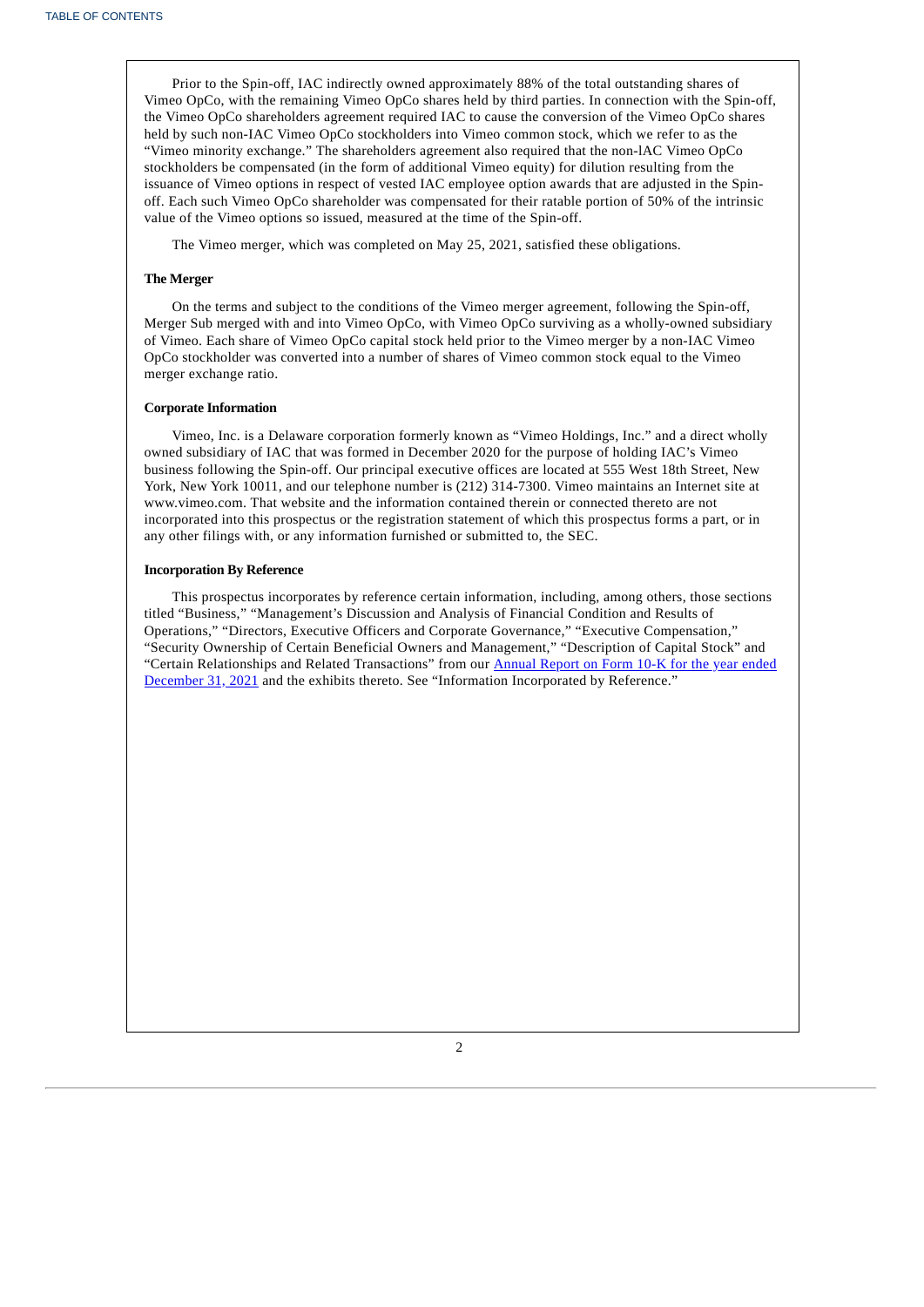Prior to the Spin-off, IAC indirectly owned approximately 88% of the total outstanding shares of Vimeo OpCo, with the remaining Vimeo OpCo shares held by third parties. In connection with the Spin-off, the Vimeo OpCo shareholders agreement required IAC to cause the conversion of the Vimeo OpCo shares held by such non-IAC Vimeo OpCo stockholders into Vimeo common stock, which we refer to as the "Vimeo minority exchange." The shareholders agreement also required that the non-IAC Vimeo OpCo stockholders be compensated (in the form of additional Vimeo equity) for dilution resulting from the issuance of Vimeo options in respect of vested IAC employee option awards that are adjusted in the Spin-off. Each such Vimeo OpCo shareholder was compensated for their ratable portion of 50% of the intrinsic value of the Vimeo options so issued, measured at the time of the Spin-off.

The Vimeo merger, which was completed on May 25, 2021, satisfied these obligations.

**The Merger**

On the terms and subject to the conditions of the Vimeo merger agreement, following the Spin-off, Merger Sub merged with and into Vimeo OpCo, with Vimeo OpCo surviving as a wholly-owned subsidiary of Vimeo. Each share of Vimeo OpCo capital stock held prior to the Vimeo merger by a non-IAC Vimeo OpCo stockholder was converted into a number of shares of Vimeo common stock equal to the Vimeo merger exchange ratio.

**Corporate Information**

Vimeo, Inc. is a Delaware corporation formerly known as "Vimeo Holdings, Inc." and a direct wholly owned subsidiary of IAC that was formed in December 2020 for the purpose of holding IAC's Vimeo business following the Spin-off. Our principal executive offices are located at 555 West 18th Street, New York, New York 10011, and our telephone number is (212) 314-7300. Vimeo maintains an Internet site at www.vimeo.com. That website and the information contained therein or connected thereto are not incorporated into this prospectus or the registration statement of which this prospectus forms a part, or in any other filings with, or any information furnished or submitted to, the SEC.

**Incorporation By Reference**

This prospectus incorporates by reference certain information, including, among others, those sections titled "Business," "Management's Discussion and Analysis of Financial Condition and Results of Operations," "Directors, Executive Officers and Corporate Governance," "Executive Compensation," "Security Ownership of Certain Beneficial Owners and Management," "Description of Capital Stock" and "Certain Relationships and Related Transactions" from our Annual Report on Form 10-K for the year ended December 31, 2021 and the exhibits thereto. See "Information Incorporated by Reference."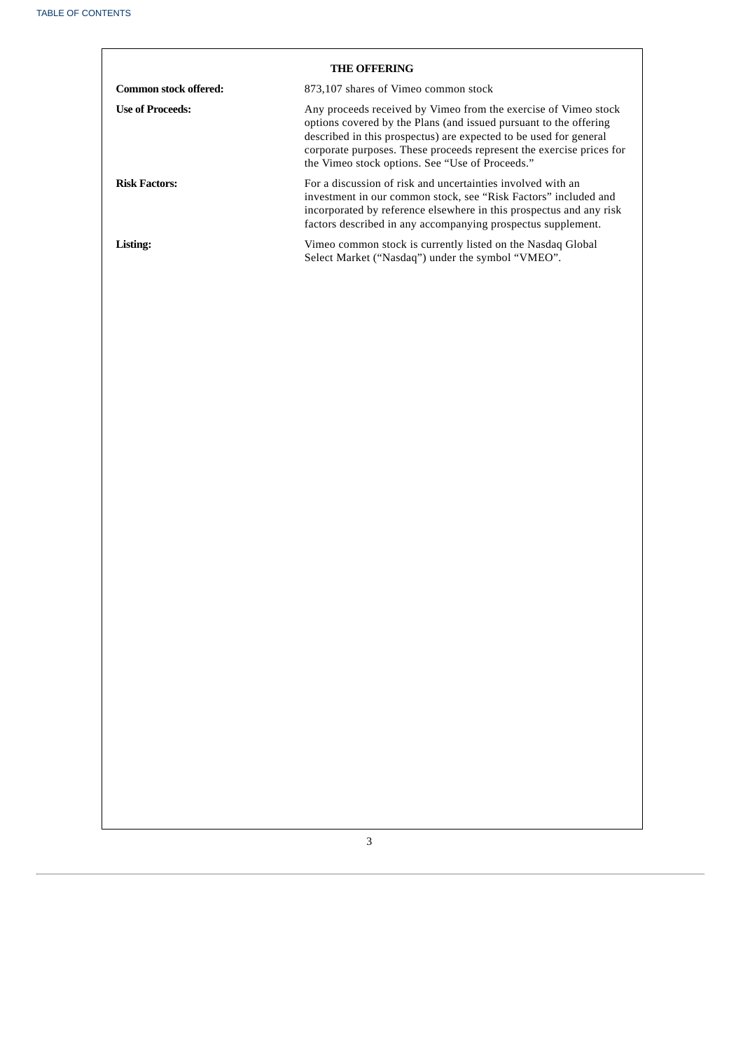## THE OFFERING

| | |
|---|---|
| **Common stock offered:** | 873,107 shares of Vimeo common stock |
| **Use of Proceeds:** | Any proceeds received by Vimeo from the exercise of Vimeo stock options covered by the Plans (and issued pursuant to the offering described in this prospectus) are expected to be used for general corporate purposes. These proceeds represent the exercise prices for the Vimeo stock options. See "Use of Proceeds." |
| **Risk Factors:** | For a discussion of risk and uncertainties involved with an investment in our common stock, see "Risk Factors" included and incorporated by reference elsewhere in this prospectus and any risk factors described in any accompanying prospectus supplement. |
| **Listing:** | Vimeo common stock is currently listed on the Nasdaq Global Select Market ("Nasdaq") under the symbol "VMEO". |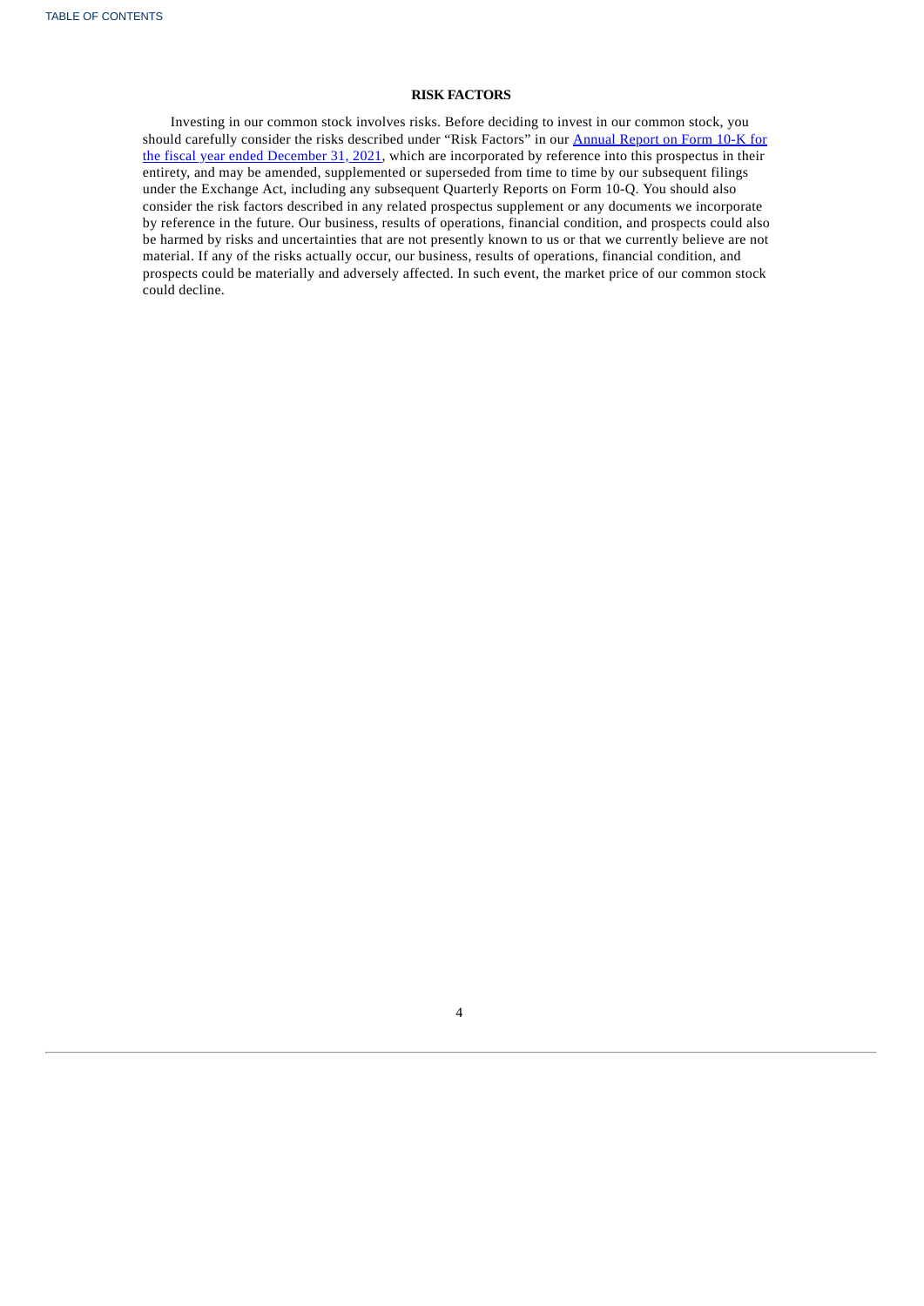## RISK FACTORS

Investing in our common stock involves risks. Before deciding to invest in our common stock, you should carefully consider the risks described under "Risk Factors" in our Annual Report on Form 10-K for the fiscal year ended December 31, 2021, which are incorporated by reference into this prospectus in their entirety, and may be amended, supplemented or superseded from time to time by our subsequent filings under the Exchange Act, including any subsequent Quarterly Reports on Form 10-Q. You should also consider the risk factors described in any related prospectus supplement or any documents we incorporate by reference in the future. Our business, results of operations, financial condition, and prospects could also be harmed by risks and uncertainties that are not presently known to us or that we currently believe are not material. If any of the risks actually occur, our business, results of operations, financial condition, and prospects could be materially and adversely affected. In such event, the market price of our common stock could decline.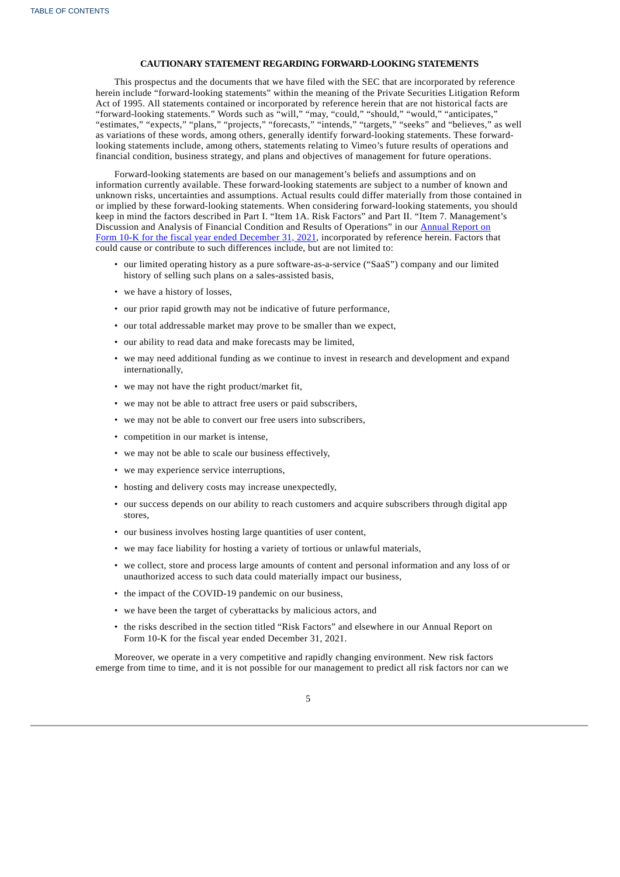## CAUTIONARY STATEMENT REGARDING FORWARD-LOOKING STATEMENTS

This prospectus and the documents that we have filed with the SEC that are incorporated by reference herein include "forward-looking statements" within the meaning of the Private Securities Litigation Reform Act of 1995. All statements contained or incorporated by reference herein that are not historical facts are "forward-looking statements." Words such as "will," "may, "could," "should," "would," "anticipates," "estimates," "expects," "plans," "projects," "forecasts," "intends," "targets," "seeks" and "believes," as well as variations of these words, among others, generally identify forward-looking statements. These forward-looking statements include, among others, statements relating to Vimeo's future results of operations and financial condition, business strategy, and plans and objectives of management for future operations.

Forward-looking statements are based on our management's beliefs and assumptions and on information currently available. These forward-looking statements are subject to a number of known and unknown risks, uncertainties and assumptions. Actual results could differ materially from those contained in or implied by these forward-looking statements. When considering forward-looking statements, you should keep in mind the factors described in Part I. "Item 1A. Risk Factors" and Part II. "Item 7. Management's Discussion and Analysis of Financial Condition and Results of Operations" in our Annual Report on Form 10-K for the fiscal year ended December 31, 2021, incorporated by reference herein. Factors that could cause or contribute to such differences include, but are not limited to:

- our limited operating history as a pure software-as-a-service ("SaaS") company and our limited history of selling such plans on a sales-assisted basis,
- we have a history of losses,
- our prior rapid growth may not be indicative of future performance,
- our total addressable market may prove to be smaller than we expect,
- our ability to read data and make forecasts may be limited,
- we may need additional funding as we continue to invest in research and development and expand internationally,
- we may not have the right product/market fit,
- we may not be able to attract free users or paid subscribers,
- we may not be able to convert our free users into subscribers,
- competition in our market is intense,
- we may not be able to scale our business effectively,
- we may experience service interruptions,
- hosting and delivery costs may increase unexpectedly,
- our success depends on our ability to reach customers and acquire subscribers through digital app stores,
- our business involves hosting large quantities of user content,
- we may face liability for hosting a variety of tortious or unlawful materials,
- we collect, store and process large amounts of content and personal information and any loss of or unauthorized access to such data could materially impact our business,
- the impact of the COVID-19 pandemic on our business,
- we have been the target of cyberattacks by malicious actors, and
- the risks described in the section titled "Risk Factors" and elsewhere in our Annual Report on Form 10-K for the fiscal year ended December 31, 2021.

Moreover, we operate in a very competitive and rapidly changing environment. New risk factors emerge from time to time, and it is not possible for our management to predict all risk factors nor can we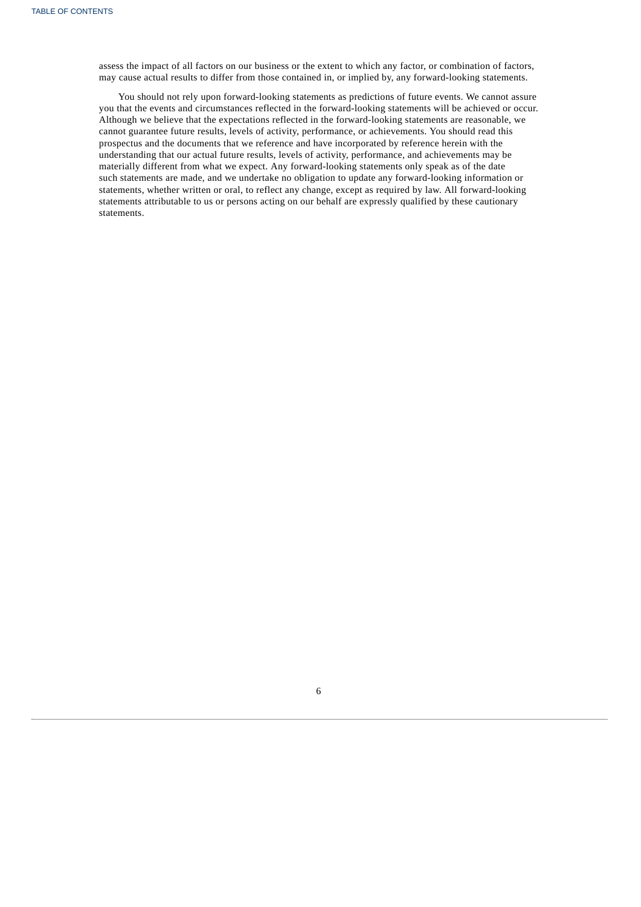assess the impact of all factors on our business or the extent to which any factor, or combination of factors, may cause actual results to differ from those contained in, or implied by, any forward-looking statements.

You should not rely upon forward-looking statements as predictions of future events. We cannot assure you that the events and circumstances reflected in the forward-looking statements will be achieved or occur. Although we believe that the expectations reflected in the forward-looking statements are reasonable, we cannot guarantee future results, levels of activity, performance, or achievements. You should read this prospectus and the documents that we reference and have incorporated by reference herein with the understanding that our actual future results, levels of activity, performance, and achievements may be materially different from what we expect. Any forward-looking statements only speak as of the date such statements are made, and we undertake no obligation to update any forward-looking information or statements, whether written or oral, to reflect any change, except as required by law. All forward-looking statements attributable to us or persons acting on our behalf are expressly qualified by these cautionary statements.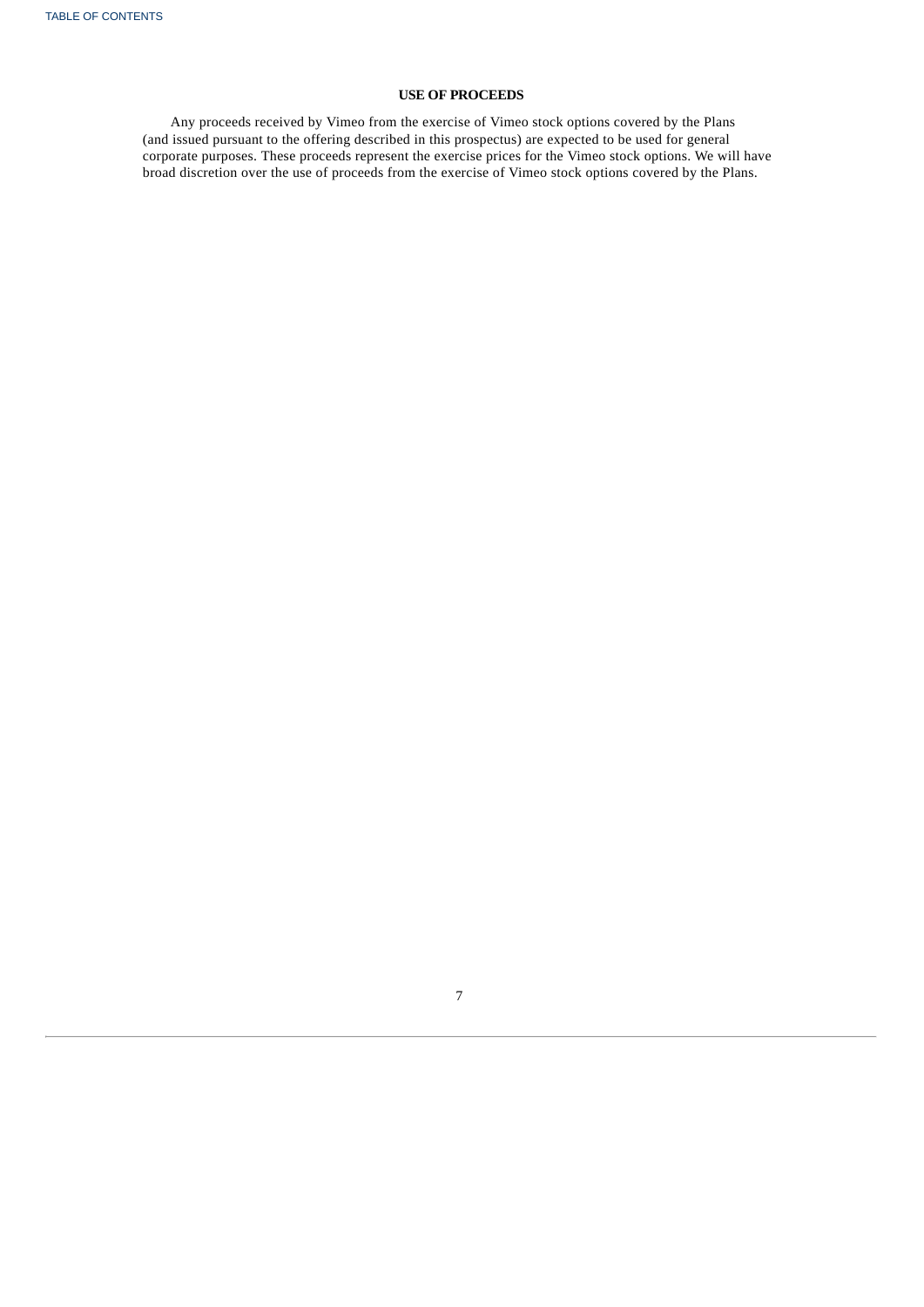## USE OF PROCEEDS

Any proceeds received by Vimeo from the exercise of Vimeo stock options covered by the Plans (and issued pursuant to the offering described in this prospectus) are expected to be used for general corporate purposes. These proceeds represent the exercise prices for the Vimeo stock options. We will have broad discretion over the use of proceeds from the exercise of Vimeo stock options covered by the Plans.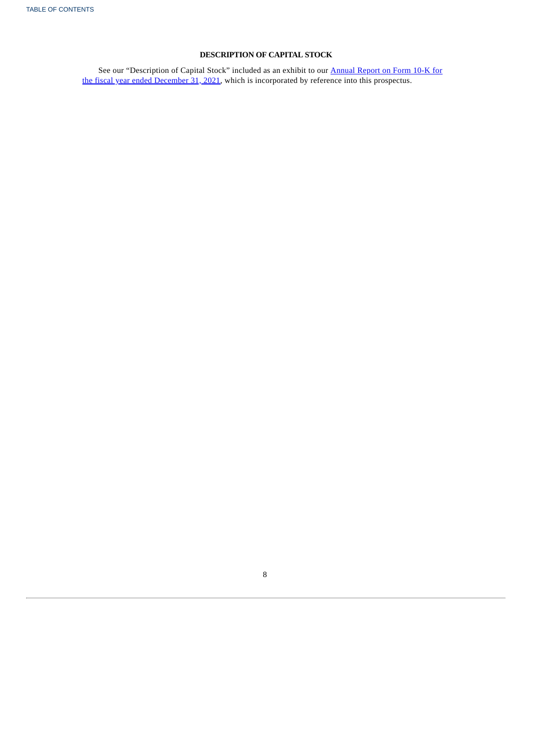## DESCRIPTION OF CAPITAL STOCK

See our "Description of Capital Stock" included as an exhibit to our Annual Report on Form 10-K for the fiscal year ended December 31, 2021, which is incorporated by reference into this prospectus.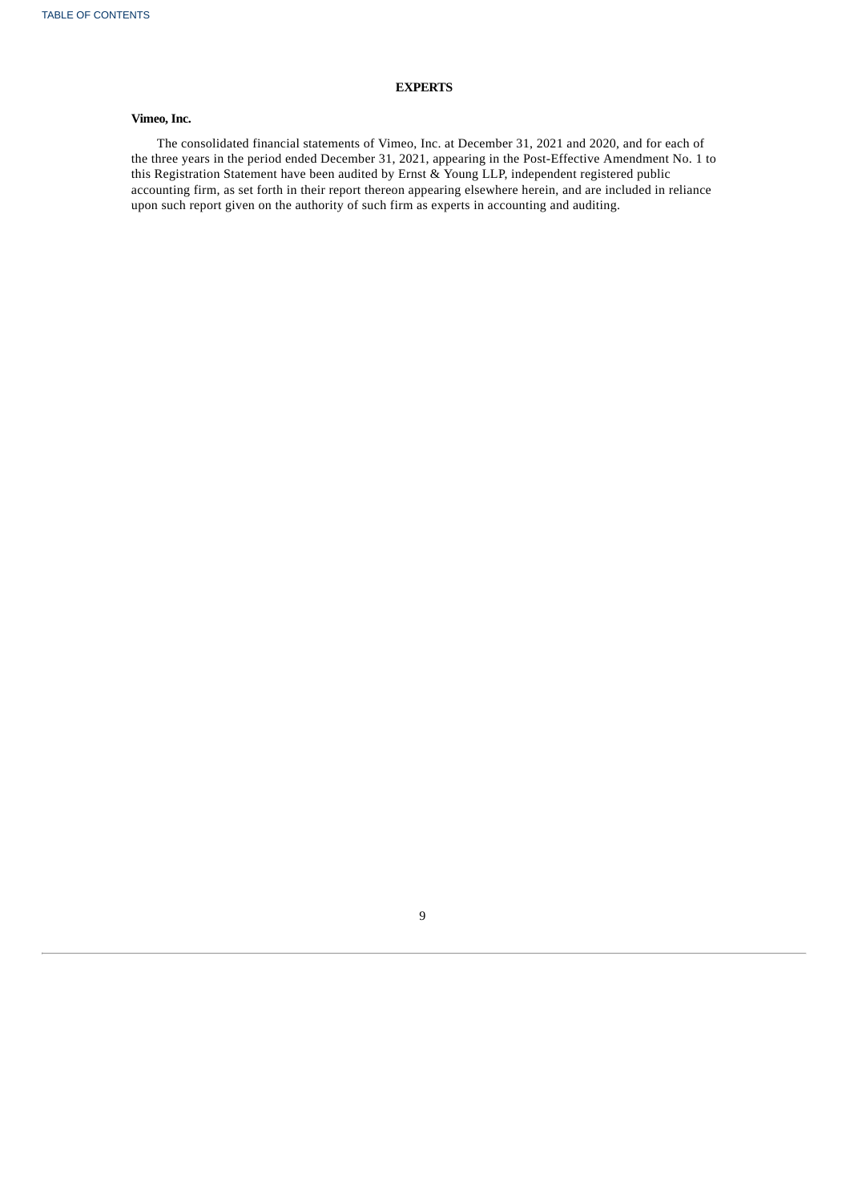## EXPERTS

**Vimeo, Inc.**

The consolidated financial statements of Vimeo, Inc. at December 31, 2021 and 2020, and for each of the three years in the period ended December 31, 2021, appearing in the Post-Effective Amendment No. 1 to this Registration Statement have been audited by Ernst & Young LLP, independent registered public accounting firm, as set forth in their report thereon appearing elsewhere herein, and are included in reliance upon such report given on the authority of such firm as experts in accounting and auditing.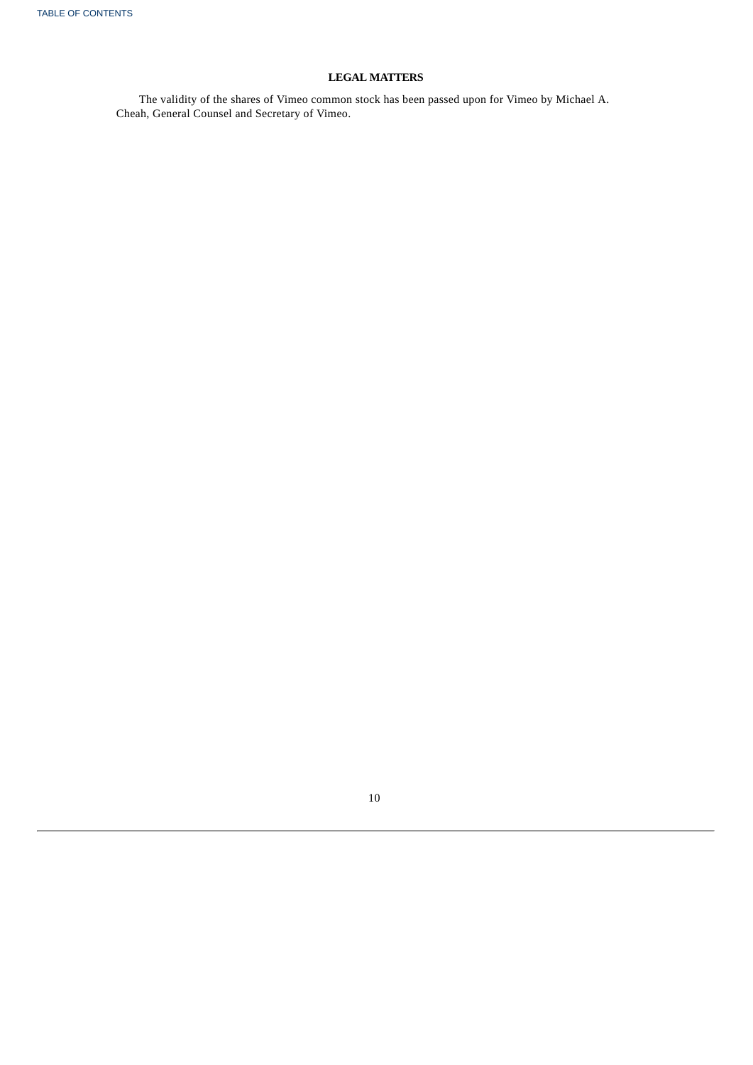## LEGAL MATTERS

The validity of the shares of Vimeo common stock has been passed upon for Vimeo by Michael A. Cheah, General Counsel and Secretary of Vimeo.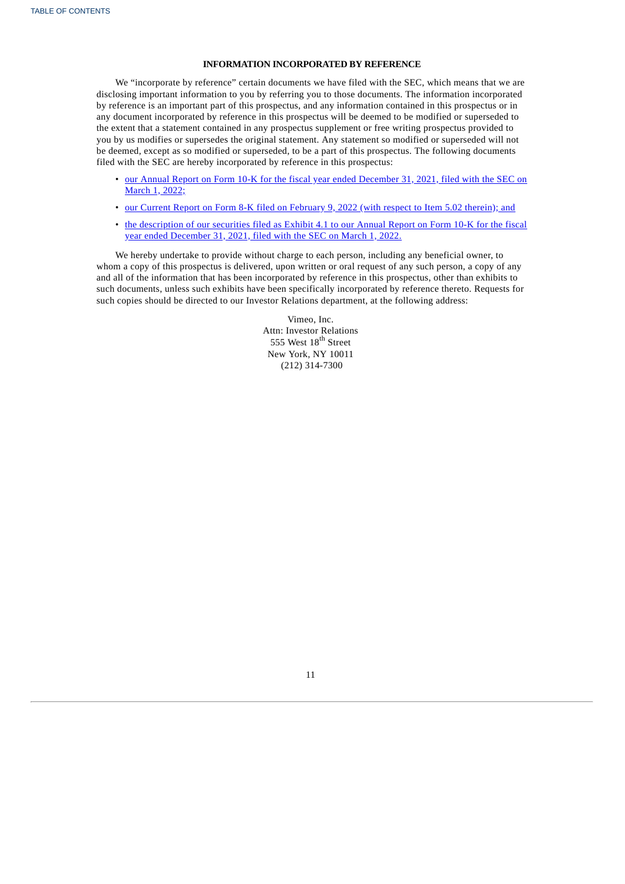## INFORMATION INCORPORATED BY REFERENCE

We "incorporate by reference" certain documents we have filed with the SEC, which means that we are disclosing important information to you by referring you to those documents. The information incorporated by reference is an important part of this prospectus, and any information contained in this prospectus or in any document incorporated by reference in this prospectus will be deemed to be modified or superseded to the extent that a statement contained in any prospectus supplement or free writing prospectus provided to you by us modifies or supersedes the original statement. Any statement so modified or superseded will not be deemed, except as so modified or superseded, to be a part of this prospectus. The following documents filed with the SEC are hereby incorporated by reference in this prospectus:

- our Annual Report on Form 10-K for the fiscal year ended December 31, 2021, filed with the SEC on March 1, 2022;
- our Current Report on Form 8-K filed on February 9, 2022 (with respect to Item 5.02 therein); and
- the description of our securities filed as Exhibit 4.1 to our Annual Report on Form 10-K for the fiscal year ended December 31, 2021, filed with the SEC on March 1, 2022.

We hereby undertake to provide without charge to each person, including any beneficial owner, to whom a copy of this prospectus is delivered, upon written or oral request of any such person, a copy of any and all of the information that has been incorporated by reference in this prospectus, other than exhibits to such documents, unless such exhibits have been specifically incorporated by reference thereto. Requests for such copies should be directed to our Investor Relations department, at the following address:

Vimeo, Inc.
Attn: Investor Relations
555 West 18th Street
New York, NY 10011
(212) 314-7300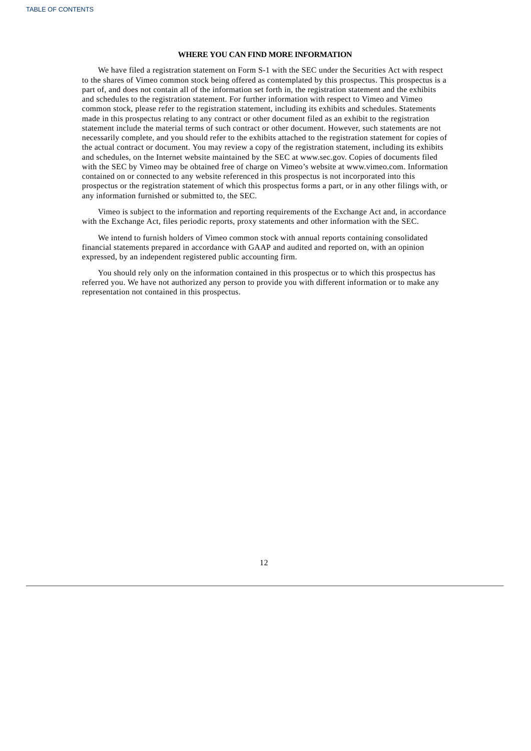## WHERE YOU CAN FIND MORE INFORMATION

We have filed a registration statement on Form S-1 with the SEC under the Securities Act with respect to the shares of Vimeo common stock being offered as contemplated by this prospectus. This prospectus is a part of, and does not contain all of the information set forth in, the registration statement and the exhibits and schedules to the registration statement. For further information with respect to Vimeo and Vimeo common stock, please refer to the registration statement, including its exhibits and schedules. Statements made in this prospectus relating to any contract or other document filed as an exhibit to the registration statement include the material terms of such contract or other document. However, such statements are not necessarily complete, and you should refer to the exhibits attached to the registration statement for copies of the actual contract or document. You may review a copy of the registration statement, including its exhibits and schedules, on the Internet website maintained by the SEC at www.sec.gov. Copies of documents filed with the SEC by Vimeo may be obtained free of charge on Vimeo's website at www.vimeo.com. Information contained on or connected to any website referenced in this prospectus is not incorporated into this prospectus or the registration statement of which this prospectus forms a part, or in any other filings with, or any information furnished or submitted to, the SEC.

Vimeo is subject to the information and reporting requirements of the Exchange Act and, in accordance with the Exchange Act, files periodic reports, proxy statements and other information with the SEC.

We intend to furnish holders of Vimeo common stock with annual reports containing consolidated financial statements prepared in accordance with GAAP and audited and reported on, with an opinion expressed, by an independent registered public accounting firm.

You should rely only on the information contained in this prospectus or to which this prospectus has referred you. We have not authorized any person to provide you with different information or to make any representation not contained in this prospectus.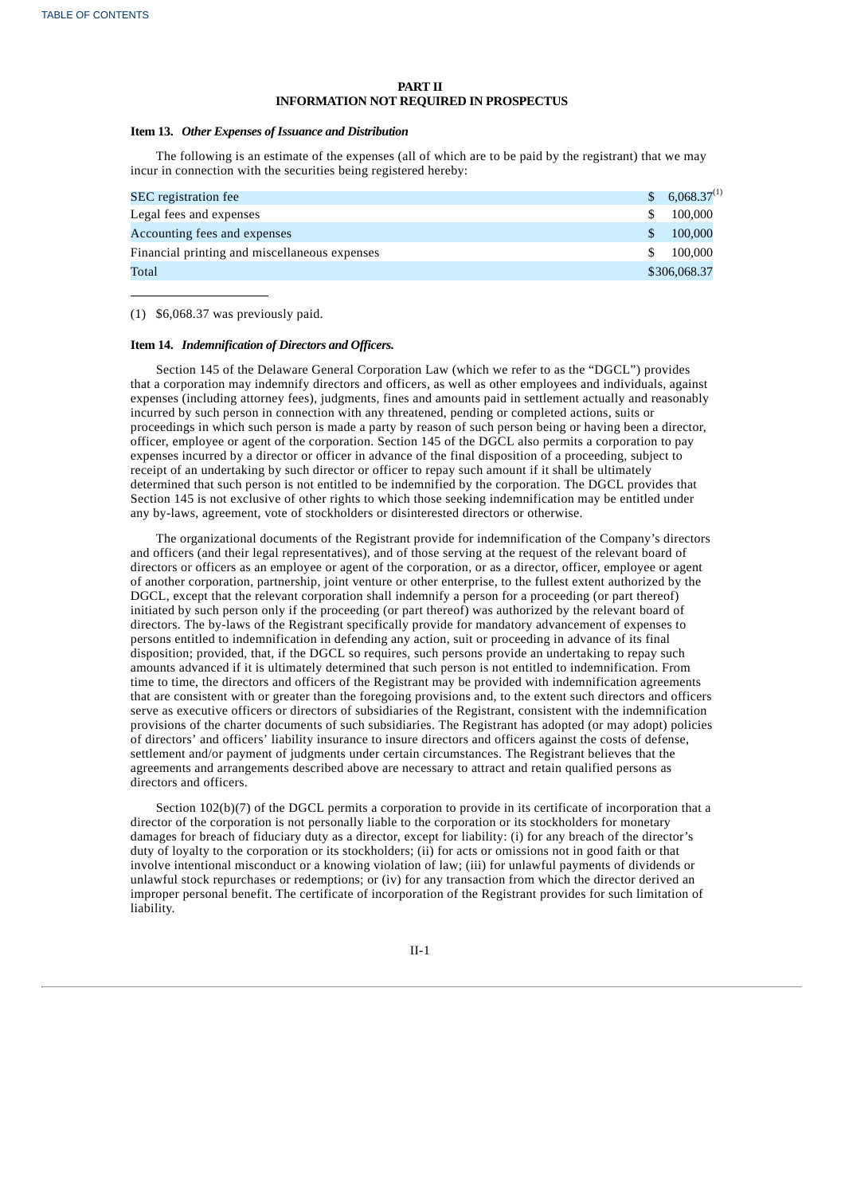# PART II
# INFORMATION NOT REQUIRED IN PROSPECTUS

**Item 13.** ***Other Expenses of Issuance and Distribution***

The following is an estimate of the expenses (all of which are to be paid by the registrant) that we may incur in connection with the securities being registered hereby:

| | |
|---|---|
| SEC registration fee | $ 6,068.37[(1)] |
| Legal fees and expenses | $ 100,000 |
| Accounting fees and expenses | $ 100,000 |
| Financial printing and miscellaneous expenses | $ 100,000 |
| Total | $306,068.37 |

(1) $6,068.37 was previously paid.

**Item 14.** ***Indemnification of Directors and Officers.***

Section 145 of the Delaware General Corporation Law (which we refer to as the "DGCL") provides that a corporation may indemnify directors and officers, as well as other employees and individuals, against expenses (including attorney fees), judgments, fines and amounts paid in settlement actually and reasonably incurred by such person in connection with any threatened, pending or completed actions, suits or proceedings in which such person is made a party by reason of such person being or having been a director, officer, employee or agent of the corporation. Section 145 of the DGCL also permits a corporation to pay expenses incurred by a director or officer in advance of the final disposition of a proceeding, subject to receipt of an undertaking by such director or officer to repay such amount if it shall be ultimately determined that such person is not entitled to be indemnified by the corporation. The DGCL provides that Section 145 is not exclusive of other rights to which those seeking indemnification may be entitled under any by-laws, agreement, vote of stockholders or disinterested directors or otherwise.

The organizational documents of the Registrant provide for indemnification of the Company's directors and officers (and their legal representatives), and of those serving at the request of the relevant board of directors or officers as an employee or agent of the corporation, or as a director, officer, employee or agent of another corporation, partnership, joint venture or other enterprise, to the fullest extent authorized by the DGCL, except that the relevant corporation shall indemnify a person for a proceeding (or part thereof) initiated by such person only if the proceeding (or part thereof) was authorized by the relevant board of directors. The by-laws of the Registrant specifically provide for mandatory advancement of expenses to persons entitled to indemnification in defending any action, suit or proceeding in advance of its final disposition; provided, that, if the DGCL so requires, such persons provide an undertaking to repay such amounts advanced if it is ultimately determined that such person is not entitled to indemnification. From time to time, the directors and officers of the Registrant may be provided with indemnification agreements that are consistent with or greater than the foregoing provisions and, to the extent such directors and officers serve as executive officers or directors of subsidiaries of the Registrant, consistent with the indemnification provisions of the charter documents of such subsidiaries. The Registrant has adopted (or may adopt) policies of directors' and officers' liability insurance to insure directors and officers against the costs of defense, settlement and/or payment of judgments under certain circumstances. The Registrant believes that the agreements and arrangements described above are necessary to attract and retain qualified persons as directors and officers.

Section 102(b)(7) of the DGCL permits a corporation to provide in its certificate of incorporation that a director of the corporation is not personally liable to the corporation or its stockholders for monetary damages for breach of fiduciary duty as a director, except for liability: (i) for any breach of the director's duty of loyalty to the corporation or its stockholders; (ii) for acts or omissions not in good faith or that involve intentional misconduct or a knowing violation of law; (iii) for unlawful payments of dividends or unlawful stock repurchases or redemptions; or (iv) for any transaction from which the director derived an improper personal benefit. The certificate of incorporation of the Registrant provides for such limitation of liability.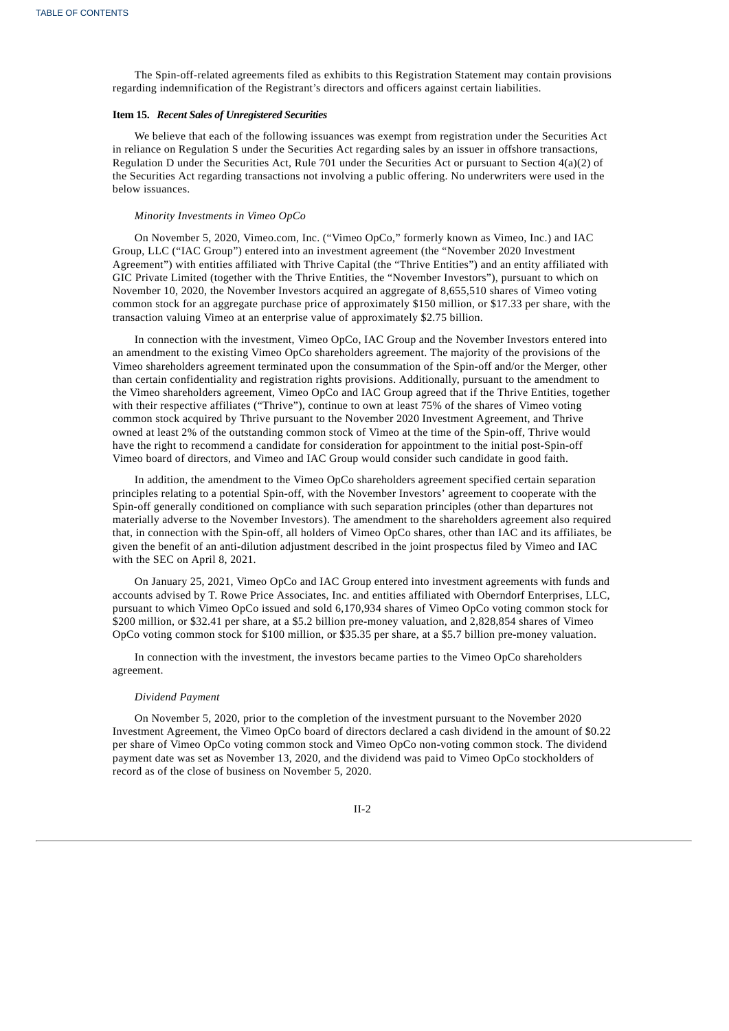The Spin-off-related agreements filed as exhibits to this Registration Statement may contain provisions regarding indemnification of the Registrant's directors and officers against certain liabilities.

### Item 15. *Recent Sales of Unregistered Securities*

We believe that each of the following issuances was exempt from registration under the Securities Act in reliance on Regulation S under the Securities Act regarding sales by an issuer in offshore transactions, Regulation D under the Securities Act, Rule 701 under the Securities Act or pursuant to Section 4(a)(2) of the Securities Act regarding transactions not involving a public offering. No underwriters were used in the below issuances.

*Minority Investments in Vimeo OpCo*

On November 5, 2020, Vimeo.com, Inc. ("Vimeo OpCo," formerly known as Vimeo, Inc.) and IAC Group, LLC ("IAC Group") entered into an investment agreement (the "November 2020 Investment Agreement") with entities affiliated with Thrive Capital (the "Thrive Entities") and an entity affiliated with GIC Private Limited (together with the Thrive Entities, the "November Investors"), pursuant to which on November 10, 2020, the November Investors acquired an aggregate of 8,655,510 shares of Vimeo voting common stock for an aggregate purchase price of approximately $150 million, or $17.33 per share, with the transaction valuing Vimeo at an enterprise value of approximately $2.75 billion.

In connection with the investment, Vimeo OpCo, IAC Group and the November Investors entered into an amendment to the existing Vimeo OpCo shareholders agreement. The majority of the provisions of the Vimeo shareholders agreement terminated upon the consummation of the Spin-off and/or the Merger, other than certain confidentiality and registration rights provisions. Additionally, pursuant to the amendment to the Vimeo shareholders agreement, Vimeo OpCo and IAC Group agreed that if the Thrive Entities, together with their respective affiliates ("Thrive"), continue to own at least 75% of the shares of Vimeo voting common stock acquired by Thrive pursuant to the November 2020 Investment Agreement, and Thrive owned at least 2% of the outstanding common stock of Vimeo at the time of the Spin-off, Thrive would have the right to recommend a candidate for consideration for appointment to the initial post-Spin-off Vimeo board of directors, and Vimeo and IAC Group would consider such candidate in good faith.

In addition, the amendment to the Vimeo OpCo shareholders agreement specified certain separation principles relating to a potential Spin-off, with the November Investors' agreement to cooperate with the Spin-off generally conditioned on compliance with such separation principles (other than departures not materially adverse to the November Investors). The amendment to the shareholders agreement also required that, in connection with the Spin-off, all holders of Vimeo OpCo shares, other than IAC and its affiliates, be given the benefit of an anti-dilution adjustment described in the joint prospectus filed by Vimeo and IAC with the SEC on April 8, 2021.

On January 25, 2021, Vimeo OpCo and IAC Group entered into investment agreements with funds and accounts advised by T. Rowe Price Associates, Inc. and entities affiliated with Oberndorf Enterprises, LLC, pursuant to which Vimeo OpCo issued and sold 6,170,934 shares of Vimeo OpCo voting common stock for $200 million, or $32.41 per share, at a $5.2 billion pre-money valuation, and 2,828,854 shares of Vimeo OpCo voting common stock for $100 million, or $35.35 per share, at a $5.7 billion pre-money valuation.

In connection with the investment, the investors became parties to the Vimeo OpCo shareholders agreement.

*Dividend Payment*

On November 5, 2020, prior to the completion of the investment pursuant to the November 2020 Investment Agreement, the Vimeo OpCo board of directors declared a cash dividend in the amount of $0.22 per share of Vimeo OpCo voting common stock and Vimeo OpCo non-voting common stock. The dividend payment date was set as November 13, 2020, and the dividend was paid to Vimeo OpCo stockholders of record as of the close of business on November 5, 2020.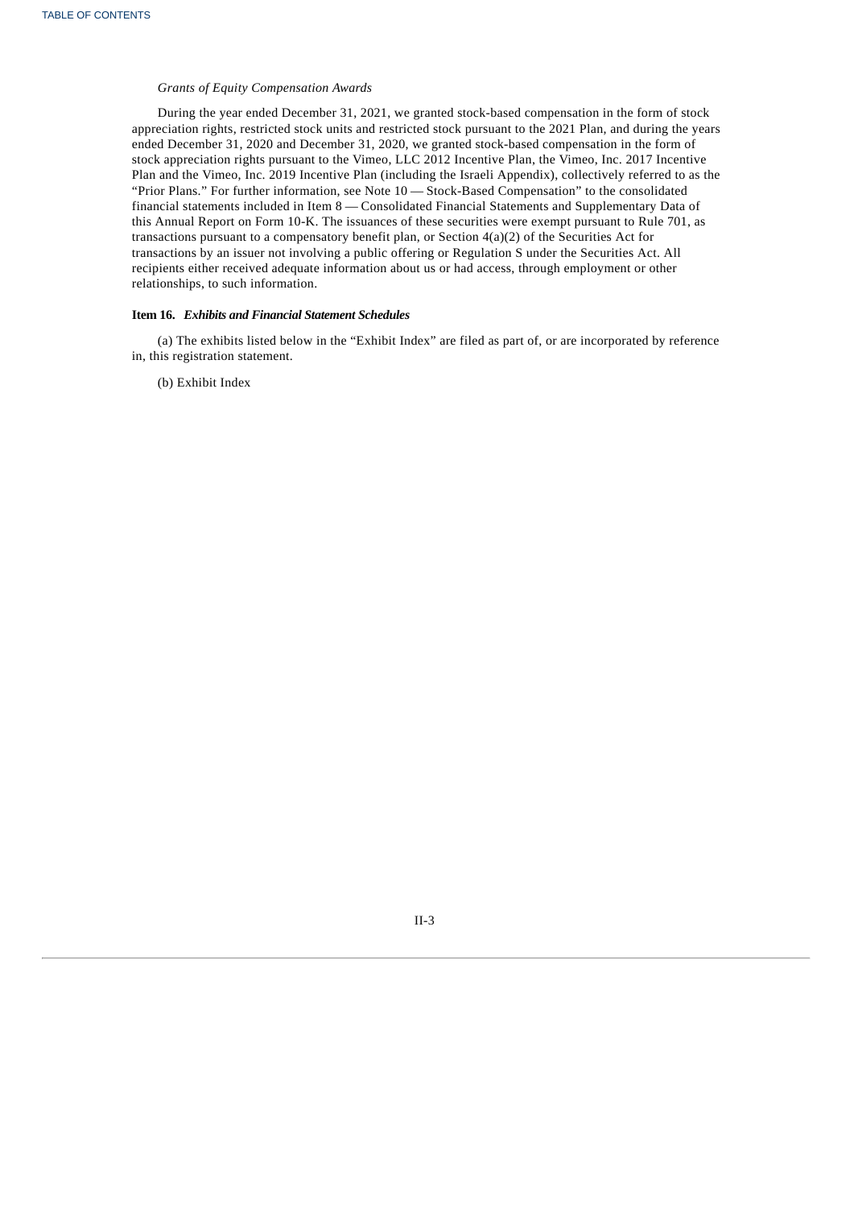*Grants of Equity Compensation Awards*

During the year ended December 31, 2021, we granted stock-based compensation in the form of stock appreciation rights, restricted stock units and restricted stock pursuant to the 2021 Plan, and during the years ended December 31, 2020 and December 31, 2020, we granted stock-based compensation in the form of stock appreciation rights pursuant to the Vimeo, LLC 2012 Incentive Plan, the Vimeo, Inc. 2017 Incentive Plan and the Vimeo, Inc. 2019 Incentive Plan (including the Israeli Appendix), collectively referred to as the "Prior Plans." For further information, see Note 10 — Stock-Based Compensation" to the consolidated financial statements included in Item 8 — Consolidated Financial Statements and Supplementary Data of this Annual Report on Form 10-K. The issuances of these securities were exempt pursuant to Rule 701, as transactions pursuant to a compensatory benefit plan, or Section 4(a)(2) of the Securities Act for transactions by an issuer not involving a public offering or Regulation S under the Securities Act. All recipients either received adequate information about us or had access, through employment or other relationships, to such information.

**Item 16.** ***Exhibits and Financial Statement Schedules***

(a) The exhibits listed below in the "Exhibit Index" are filed as part of, or are incorporated by reference in, this registration statement.

(b) Exhibit Index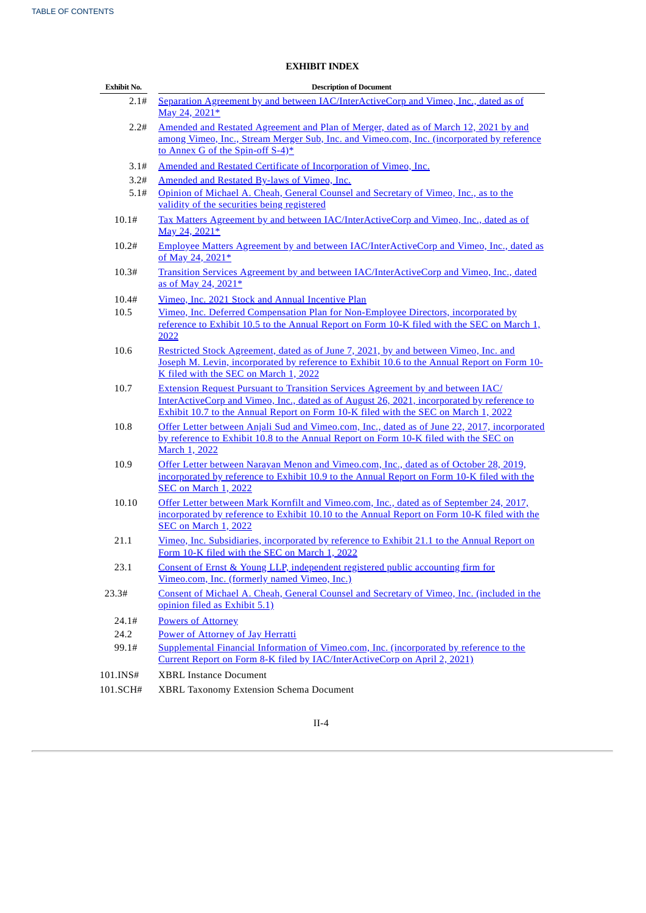**EXHIBIT INDEX**

| Exhibit No. | Description of Document |
|---|---|
| 2.1# | Separation Agreement by and between IAC/InterActiveCorp and Vimeo, Inc., dated as of May 24, 2021* |
| 2.2# | Amended and Restated Agreement and Plan of Merger, dated as of March 12, 2021 by and among Vimeo, Inc., Stream Merger Sub, Inc. and Vimeo.com, Inc. (incorporated by reference to Annex G of the Spin-off S-4)* |
| 3.1# | Amended and Restated Certificate of Incorporation of Vimeo, Inc. |
| 3.2# | Amended and Restated By-laws of Vimeo, Inc. |
| 5.1# | Opinion of Michael A. Cheah, General Counsel and Secretary of Vimeo, Inc., as to the validity of the securities being registered |
| 10.1# | Tax Matters Agreement by and between IAC/InterActiveCorp and Vimeo, Inc., dated as of May 24, 2021* |
| 10.2# | Employee Matters Agreement by and between IAC/InterActiveCorp and Vimeo, Inc., dated as of May 24, 2021* |
| 10.3# | Transition Services Agreement by and between IAC/InterActiveCorp and Vimeo, Inc., dated as of May 24, 2021* |
| 10.4# | Vimeo, Inc. 2021 Stock and Annual Incentive Plan |
| 10.5 | Vimeo, Inc. Deferred Compensation Plan for Non-Employee Directors, incorporated by reference to Exhibit 10.5 to the Annual Report on Form 10-K filed with the SEC on March 1, 2022 |
| 10.6 | Restricted Stock Agreement, dated as of June 7, 2021, by and between Vimeo, Inc. and Joseph M. Levin, incorporated by reference to Exhibit 10.6 to the Annual Report on Form 10-K filed with the SEC on March 1, 2022 |
| 10.7 | Extension Request Pursuant to Transition Services Agreement by and between IAC/InterActiveCorp and Vimeo, Inc., dated as of August 26, 2021, incorporated by reference to Exhibit 10.7 to the Annual Report on Form 10-K filed with the SEC on March 1, 2022 |
| 10.8 | Offer Letter between Anjali Sud and Vimeo.com, Inc., dated as of June 22, 2017, incorporated by reference to Exhibit 10.8 to the Annual Report on Form 10-K filed with the SEC on March 1, 2022 |
| 10.9 | Offer Letter between Narayan Menon and Vimeo.com, Inc., dated as of October 28, 2019, incorporated by reference to Exhibit 10.9 to the Annual Report on Form 10-K filed with the SEC on March 1, 2022 |
| 10.10 | Offer Letter between Mark Kornfilt and Vimeo.com, Inc., dated as of September 24, 2017, incorporated by reference to Exhibit 10.10 to the Annual Report on Form 10-K filed with the SEC on March 1, 2022 |
| 21.1 | Vimeo, Inc. Subsidiaries, incorporated by reference to Exhibit 21.1 to the Annual Report on Form 10-K filed with the SEC on March 1, 2022 |
| 23.1 | Consent of Ernst & Young LLP, independent registered public accounting firm for Vimeo.com, Inc. (formerly named Vimeo, Inc.) |
| 23.3# | Consent of Michael A. Cheah, General Counsel and Secretary of Vimeo, Inc. (included in the opinion filed as Exhibit 5.1) |
| 24.1# | Powers of Attorney |
| 24.2 | Power of Attorney of Jay Herratti |
| 99.1# | Supplemental Financial Information of Vimeo.com, Inc. (incorporated by reference to the Current Report on Form 8-K filed by IAC/InterActiveCorp on April 2, 2021) |
| 101.INS# | XBRL Instance Document |
| 101.SCH# | XBRL Taxonomy Extension Schema Document |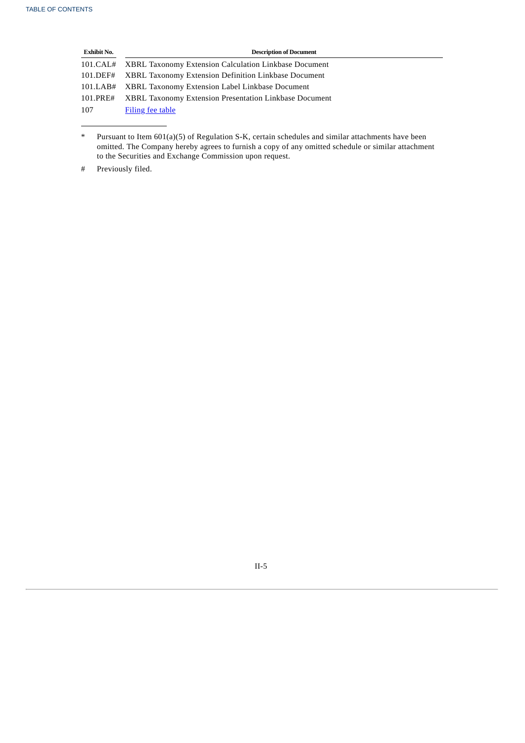| Exhibit No. | Description of Document |
| --- | --- |
| 101.CAL# | XBRL Taxonomy Extension Calculation Linkbase Document |
| 101.DEF# | XBRL Taxonomy Extension Definition Linkbase Document |
| 101.LAB# | XBRL Taxonomy Extension Label Linkbase Document |
| 101.PRE# | XBRL Taxonomy Extension Presentation Linkbase Document |
| 107 | Filing fee table |

\* Pursuant to Item 601(a)(5) of Regulation S-K, certain schedules and similar attachments have been omitted. The Company hereby agrees to furnish a copy of any omitted schedule or similar attachment to the Securities and Exchange Commission upon request.

\# Previously filed.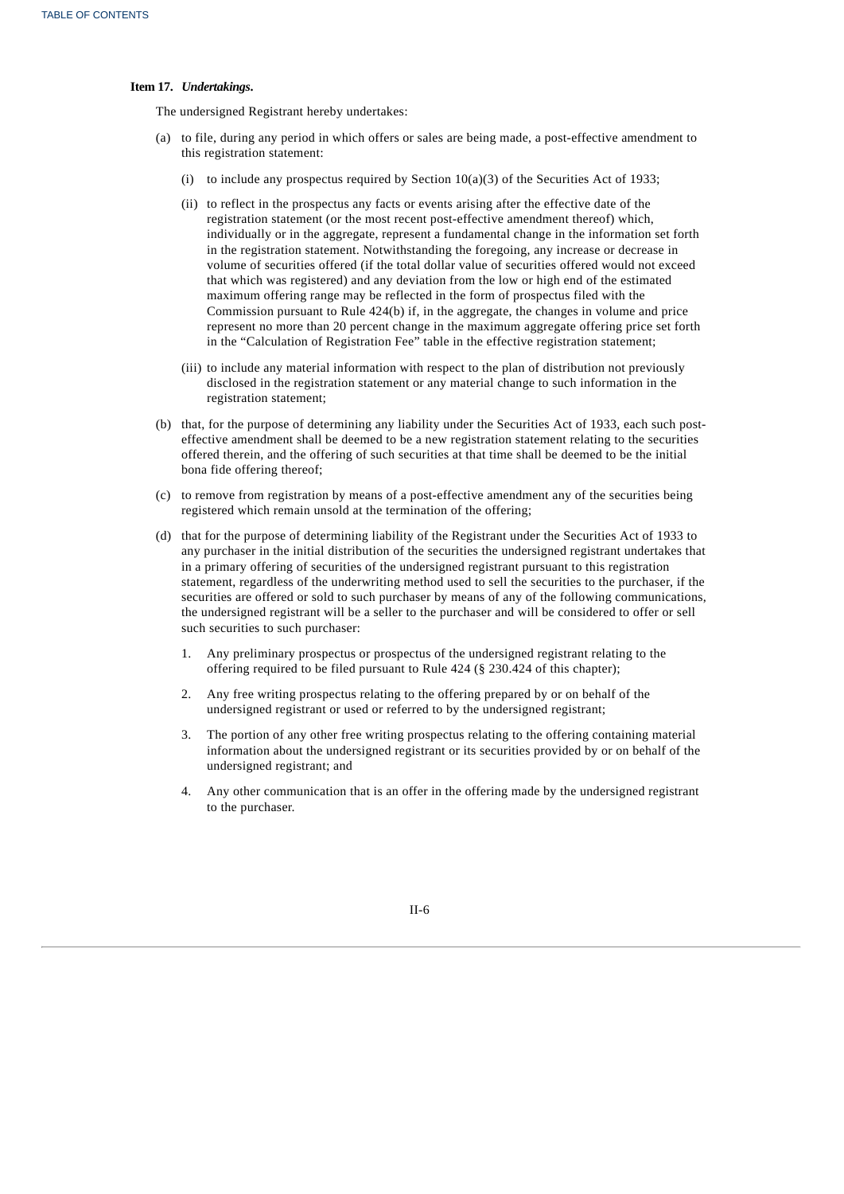**Item 17.** ***Undertakings.***

The undersigned Registrant hereby undertakes:

(a) to file, during any period in which offers or sales are being made, a post-effective amendment to this registration statement:

  (i) to include any prospectus required by Section 10(a)(3) of the Securities Act of 1933;

  (ii) to reflect in the prospectus any facts or events arising after the effective date of the registration statement (or the most recent post-effective amendment thereof) which, individually or in the aggregate, represent a fundamental change in the information set forth in the registration statement. Notwithstanding the foregoing, any increase or decrease in volume of securities offered (if the total dollar value of securities offered would not exceed that which was registered) and any deviation from the low or high end of the estimated maximum offering range may be reflected in the form of prospectus filed with the Commission pursuant to Rule 424(b) if, in the aggregate, the changes in volume and price represent no more than 20 percent change in the maximum aggregate offering price set forth in the "Calculation of Registration Fee" table in the effective registration statement;

  (iii) to include any material information with respect to the plan of distribution not previously disclosed in the registration statement or any material change to such information in the registration statement;

(b) that, for the purpose of determining any liability under the Securities Act of 1933, each such post-effective amendment shall be deemed to be a new registration statement relating to the securities offered therein, and the offering of such securities at that time shall be deemed to be the initial bona fide offering thereof;

(c) to remove from registration by means of a post-effective amendment any of the securities being registered which remain unsold at the termination of the offering;

(d) that for the purpose of determining liability of the Registrant under the Securities Act of 1933 to any purchaser in the initial distribution of the securities the undersigned registrant undertakes that in a primary offering of securities of the undersigned registrant pursuant to this registration statement, regardless of the underwriting method used to sell the securities to the purchaser, if the securities are offered or sold to such purchaser by means of any of the following communications, the undersigned registrant will be a seller to the purchaser and will be considered to offer or sell such securities to such purchaser:

  1. Any preliminary prospectus or prospectus of the undersigned registrant relating to the offering required to be filed pursuant to Rule 424 (§ 230.424 of this chapter);

  2. Any free writing prospectus relating to the offering prepared by or on behalf of the undersigned registrant or used or referred to by the undersigned registrant;

  3. The portion of any other free writing prospectus relating to the offering containing material information about the undersigned registrant or its securities provided by or on behalf of the undersigned registrant; and

  4. Any other communication that is an offer in the offering made by the undersigned registrant to the purchaser.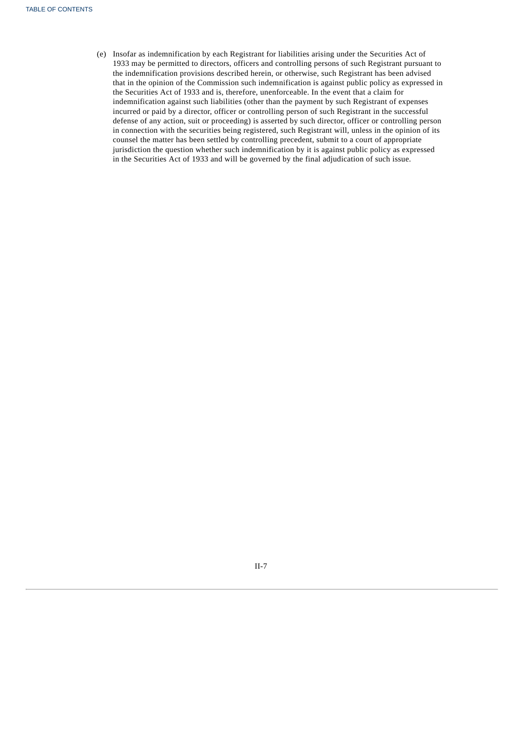(e) Insofar as indemnification by each Registrant for liabilities arising under the Securities Act of 1933 may be permitted to directors, officers and controlling persons of such Registrant pursuant to the indemnification provisions described herein, or otherwise, such Registrant has been advised that in the opinion of the Commission such indemnification is against public policy as expressed in the Securities Act of 1933 and is, therefore, unenforceable. In the event that a claim for indemnification against such liabilities (other than the payment by such Registrant of expenses incurred or paid by a director, officer or controlling person of such Registrant in the successful defense of any action, suit or proceeding) is asserted by such director, officer or controlling person in connection with the securities being registered, such Registrant will, unless in the opinion of its counsel the matter has been settled by controlling precedent, submit to a court of appropriate jurisdiction the question whether such indemnification by it is against public policy as expressed in the Securities Act of 1933 and will be governed by the final adjudication of such issue.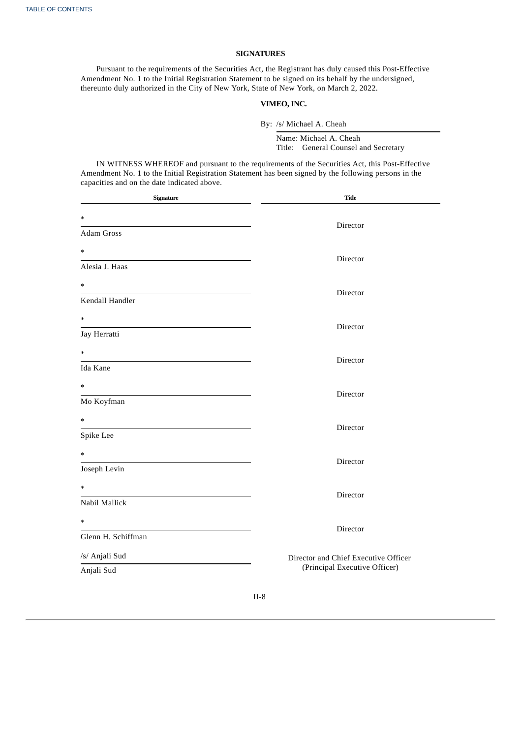**SIGNATURES**

Pursuant to the requirements of the Securities Act, the Registrant has duly caused this Post-Effective Amendment No. 1 to the Initial Registration Statement to be signed on its behalf by the undersigned, thereunto duly authorized in the City of New York, State of New York, on March 2, 2022.

**VIMEO, INC.**

By: /s/ Michael A. Cheah

Name: Michael A. Cheah
Title: General Counsel and Secretary

IN WITNESS WHEREOF and pursuant to the requirements of the Securities Act, this Post-Effective Amendment No. 1 to the Initial Registration Statement has been signed by the following persons in the capacities and on the date indicated above.

| Signature | Title |
|---|---|
| * <br> Adam Gross | Director |
| * <br> Alesia J. Haas | Director |
| * <br> Kendall Handler | Director |
| * <br> Jay Herratti | Director |
| * <br> Ida Kane | Director |
| * <br> Mo Koyfman | Director |
| * <br> Spike Lee | Director |
| * <br> Joseph Levin | Director |
| * <br> Nabil Mallick | Director |
| * <br> Glenn H. Schiffman | Director |
| /s/ Anjali Sud <br> Anjali Sud | Director and Chief Executive Officer (Principal Executive Officer) |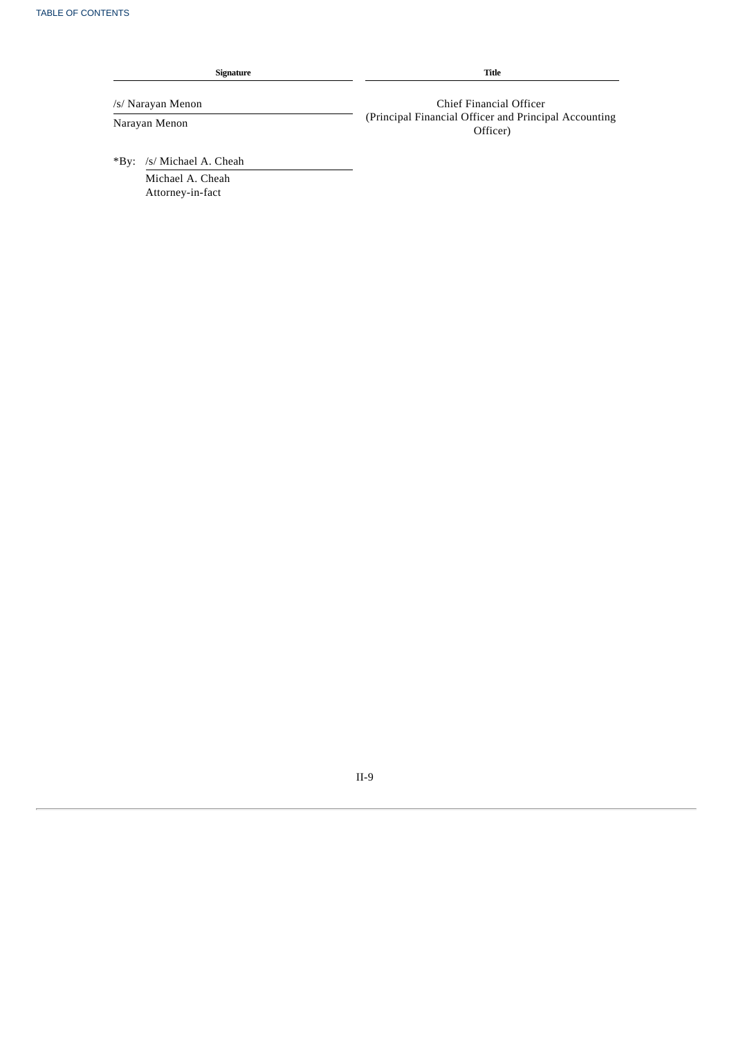| Signature | Title |
| --- | --- |
| /s/ Narayan Menon<br>Narayan Menon | Chief Financial Officer<br>(Principal Financial Officer and Principal Accounting Officer) |

*By: /s/ Michael A. Cheah
Michael A. Cheah
Attorney-in-fact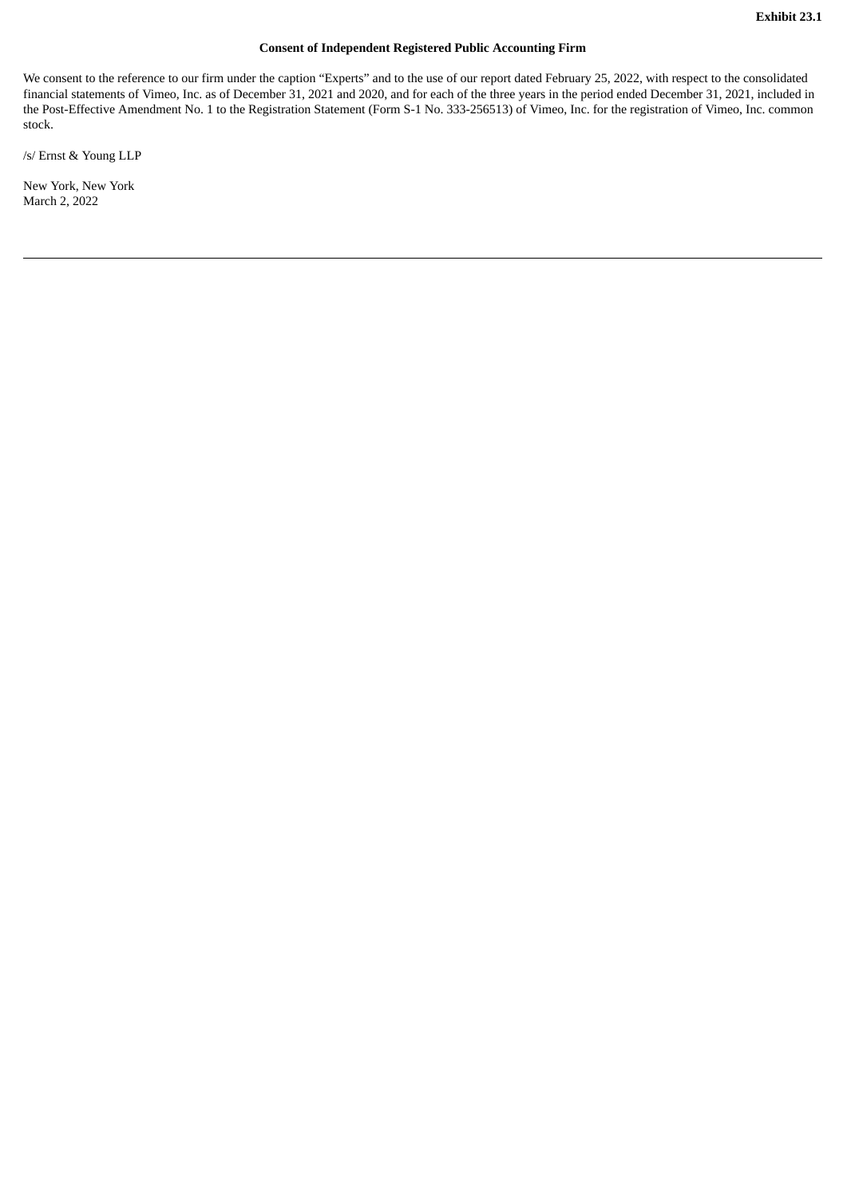**Exhibit 23.1**

**Consent of Independent Registered Public Accounting Firm**

We consent to the reference to our firm under the caption "Experts" and to the use of our report dated February 25, 2022, with respect to the consolidated financial statements of Vimeo, Inc. as of December 31, 2021 and 2020, and for each of the three years in the period ended December 31, 2021, included in the Post-Effective Amendment No. 1 to the Registration Statement (Form S-1 No. 333-256513) of Vimeo, Inc. for the registration of Vimeo, Inc. common stock.

/s/ Ernst & Young LLP

New York, New York
March 2, 2022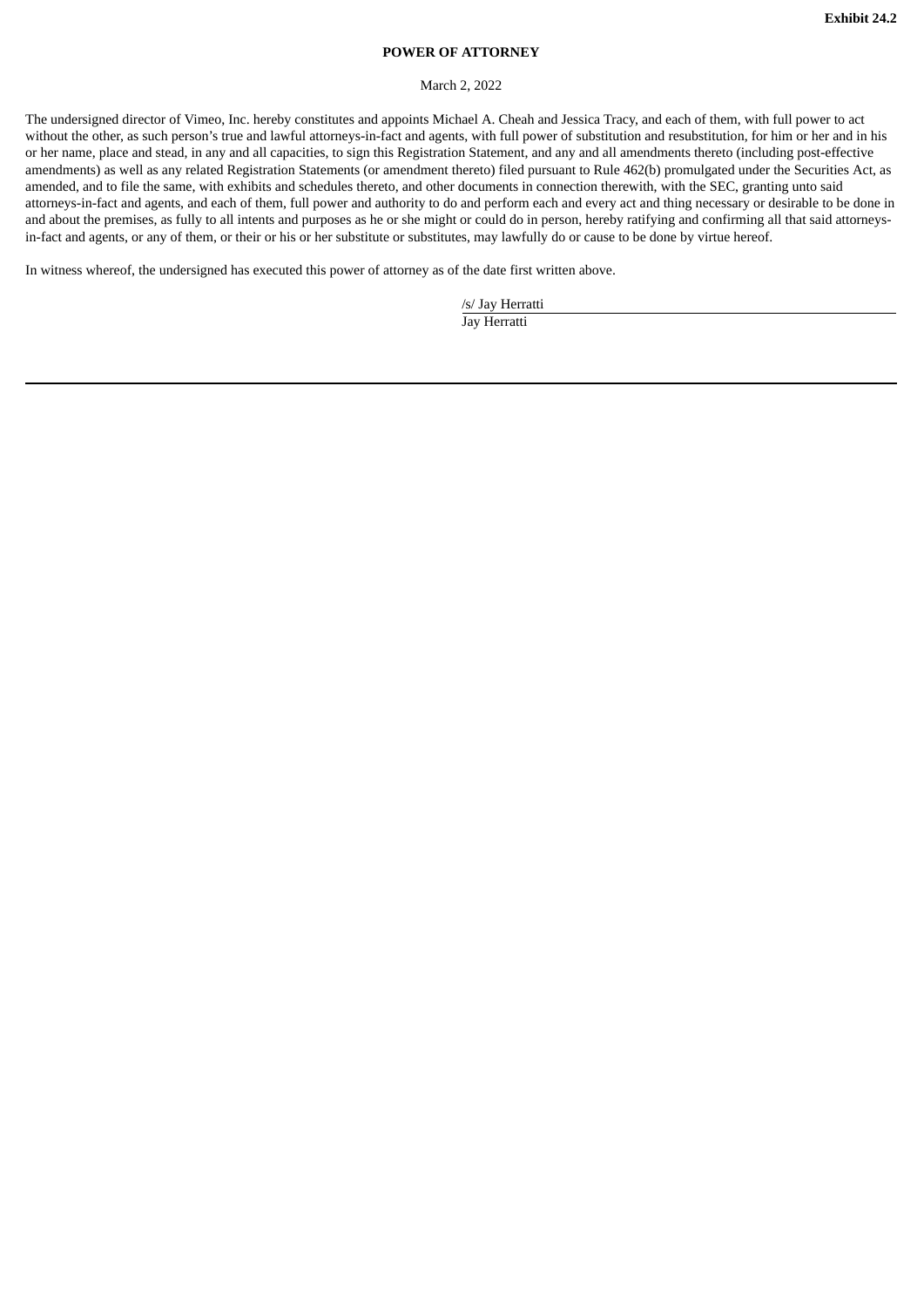**Exhibit 24.2**

**POWER OF ATTORNEY**

March 2, 2022

The undersigned director of Vimeo, Inc. hereby constitutes and appoints Michael A. Cheah and Jessica Tracy, and each of them, with full power to act without the other, as such person's true and lawful attorneys-in-fact and agents, with full power of substitution and resubstitution, for him or her and in his or her name, place and stead, in any and all capacities, to sign this Registration Statement, and any and all amendments thereto (including post-effective amendments) as well as any related Registration Statements (or amendment thereto) filed pursuant to Rule 462(b) promulgated under the Securities Act, as amended, and to file the same, with exhibits and schedules thereto, and other documents in connection therewith, with the SEC, granting unto said attorneys-in-fact and agents, and each of them, full power and authority to do and perform each and every act and thing necessary or desirable to be done in and about the premises, as fully to all intents and purposes as he or she might or could do in person, hereby ratifying and confirming all that said attorneys-in-fact and agents, or any of them, or their or his or her substitute or substitutes, may lawfully do or cause to be done by virtue hereof.

In witness whereof, the undersigned has executed this power of attorney as of the date first written above.

/s/ Jay Herratti

Jay Herratti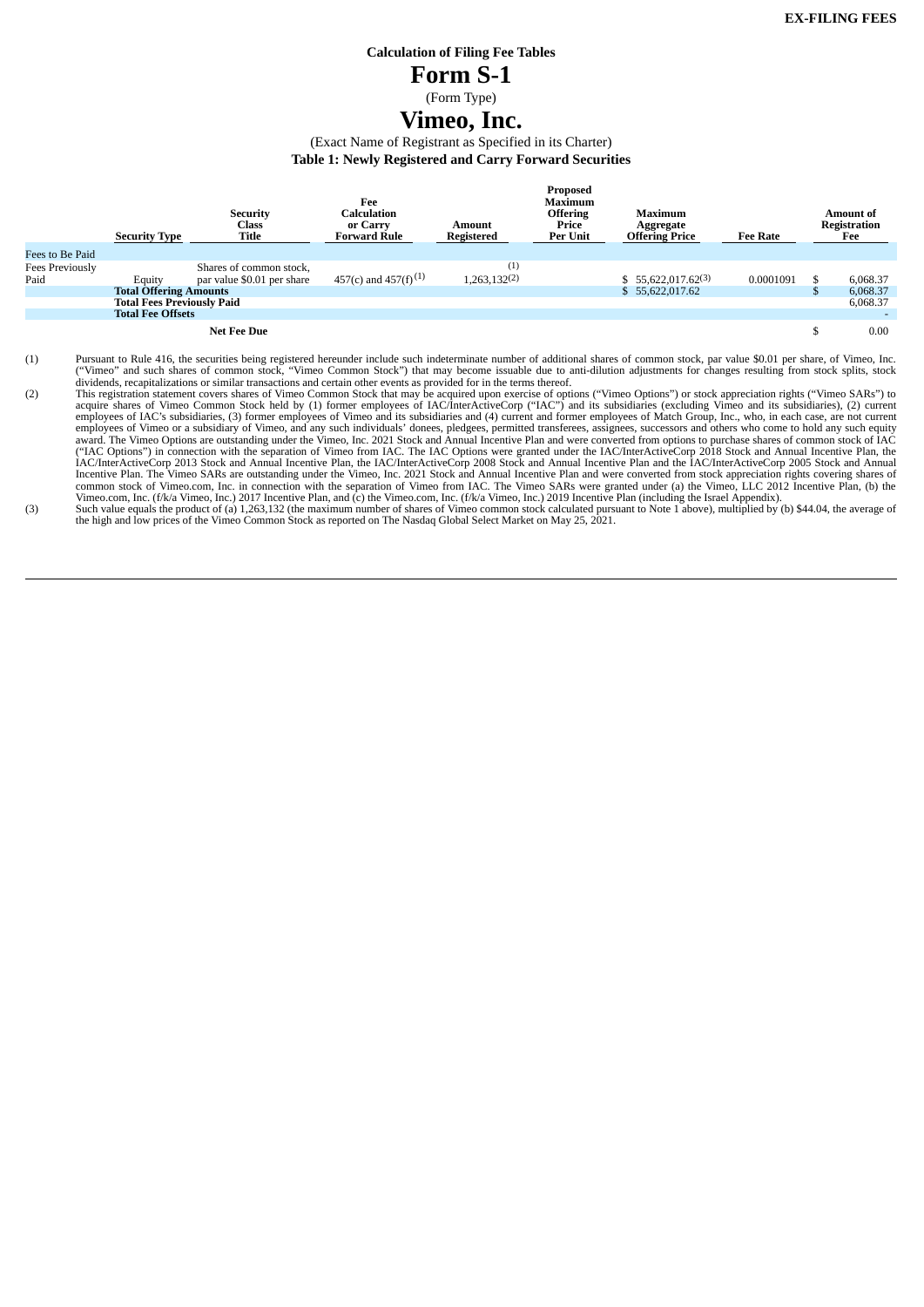**EX-FILING FEES**

**Calculation of Filing Fee Tables**

# Form S-1

(Form Type)

# Vimeo, Inc.

(Exact Name of Registrant as Specified in its Charter)

**Table 1: Newly Registered and Carry Forward Securities**

| | Security Type | Security Class Title | Fee Calculation or Carry Forward Rule | Amount Registered | Proposed Maximum Offering Price Per Unit | Maximum Aggregate Offering Price | Fee Rate | Amount of Registration Fee |
|---|---|---|---|---|---|---|---|---|
| Fees to Be Paid | | | | | | | | |
| Fees Previously Paid | Equity | Shares of common stock, par value $0.01 per share | 457(c) and 457(f)[(1)] | (1) 1,263,132[(2)] | | $ 55,622,017.62[(3)] | 0.0001091 | $ 6,068.37 |
| | **Total Offering Amounts** | | | | | $ 55,622,017.62 | | $ 6,068.37 |
| | **Total Fees Previously Paid** | | | | | | | 6,068.37 |
| | **Total Fee Offsets** | | | | | | | - |
| | | **Net Fee Due** | | | | | | $ 0.00 |

(1) Pursuant to Rule 416, the securities being registered hereunder include such indeterminate number of additional shares of common stock, par value $0.01 per share, of Vimeo, Inc. ("Vimeo" and such shares of common stock, "Vimeo Common Stock") that may become issuable due to anti-dilution adjustments for changes resulting from stock splits, stock dividends, recapitalizations or similar transactions and certain other events as provided for in the terms thereof.

(2) This registration statement covers shares of Vimeo Common Stock that may be acquired upon exercise of options ("Vimeo Options") or stock appreciation rights ("Vimeo SARs") to acquire shares of Vimeo Common Stock held by (1) former employees of IAC/InterActiveCorp ("IAC") and its subsidiaries (excluding Vimeo and its subsidiaries), (2) current employees of IAC's subsidiaries, (3) former employees of Vimeo and its subsidiaries and (4) current and former employees of Match Group, Inc., who, in each case, are not current employees of Vimeo or a subsidiary of Vimeo, and any such individuals' donees, pledgees, permitted transferees, assignees, successors and others who come to hold any such equity award. The Vimeo Options are outstanding under the Vimeo, Inc. 2021 Stock and Annual Incentive Plan and were converted from options to purchase shares of common stock of IAC ("IAC Options") in connection with the separation of Vimeo from IAC. The IAC Options were granted under the IAC/InterActiveCorp 2018 Stock and Annual Incentive Plan, the IAC/InterActiveCorp 2013 Stock and Annual Incentive Plan, the IAC/InterActiveCorp 2008 Stock and Annual Incentive Plan and the IAC/InterActiveCorp 2005 Stock and Annual Incentive Plan. The Vimeo SARs are outstanding under the Vimeo, Inc. 2021 Stock and Annual Incentive Plan and were converted from stock appreciation rights covering shares of common stock of Vimeo.com, Inc. in connection with the separation of Vimeo from IAC. The Vimeo SARs were granted under (a) the Vimeo, LLC 2012 Incentive Plan, (b) the Vimeo.com, Inc. (f/k/a Vimeo, Inc.) 2017 Incentive Plan, and (c) the Vimeo.com, Inc. (f/k/a Vimeo, Inc.) 2019 Incentive Plan (including the Israel Appendix).

(3) Such value equals the product of (a) 1,263,132 (the maximum number of shares of Vimeo common stock calculated pursuant to Note 1 above), multiplied by (b) $44.04, the average of the high and low prices of the Vimeo Common Stock as reported on The Nasdaq Global Select Market on May 25, 2021.